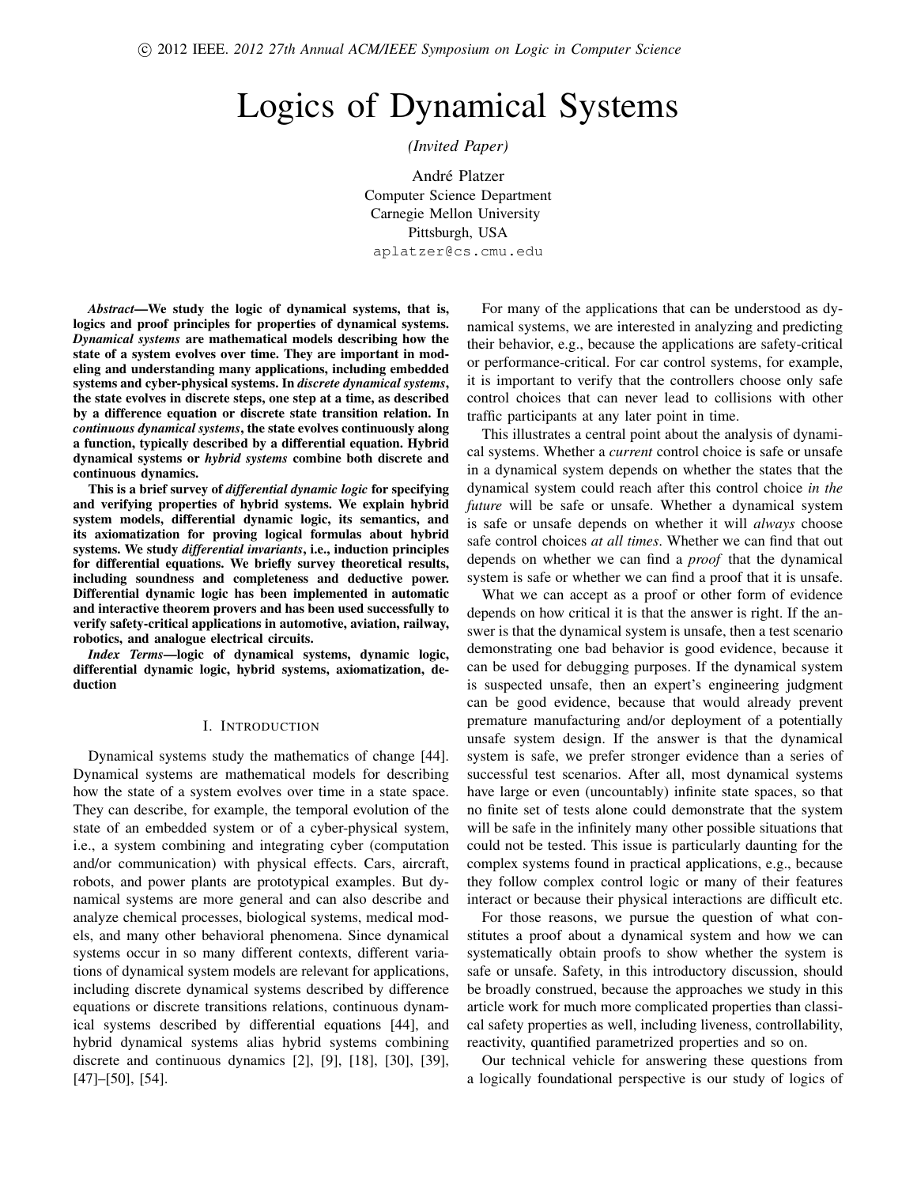© 2012 IEEE. *2012 27th Annual ACM/IEEE Symposium on Logic in Computer Science*

# Logics of Dynamical Systems

*(Invited Paper)*

André Platzer
Computer Science Department
Carnegie Mellon University
Pittsburgh, USA
aplatzer@cs.cmu.edu

***Abstract*—We study the logic of dynamical systems, that is, logics and proof principles for properties of dynamical systems. *Dynamical systems* are mathematical models describing how the state of a system evolves over time. They are important in modeling and understanding many applications, including embedded systems and cyber-physical systems. In *discrete dynamical systems*, the state evolves in discrete steps, one step at a time, as described by a difference equation or discrete state transition relation. In *continuous dynamical systems*, the state evolves continuously along a function, typically described by a differential equation. Hybrid dynamical systems or *hybrid systems* combine both discrete and continuous dynamics.**

**This is a brief survey of *differential dynamic logic* for specifying and verifying properties of hybrid systems. We explain hybrid system models, differential dynamic logic, its semantics, and its axiomatization for proving logical formulas about hybrid systems. We study *differential invariants*, i.e., induction principles for differential equations. We briefly survey theoretical results, including soundness and completeness and deductive power. Differential dynamic logic has been implemented in automatic and interactive theorem provers and has been used successfully to verify safety-critical applications in automotive, aviation, railway, robotics, and analogue electrical circuits.**

***Index Terms*—logic of dynamical systems, dynamic logic, differential dynamic logic, hybrid systems, axiomatization, deduction**

## I. Introduction

Dynamical systems study the mathematics of change [44]. Dynamical systems are mathematical models for describing how the state of a system evolves over time in a state space. They can describe, for example, the temporal evolution of the state of an embedded system or of a cyber-physical system, i.e., a system combining and integrating cyber (computation and/or communication) with physical effects. Cars, aircraft, robots, and power plants are prototypical examples. But dynamical systems are more general and can also describe and analyze chemical processes, biological systems, medical models, and many other behavioral phenomena. Since dynamical systems occur in so many different contexts, different variations of dynamical system models are relevant for applications, including discrete dynamical systems described by difference equations or discrete transitions relations, continuous dynamical systems described by differential equations [44], and hybrid dynamical systems alias hybrid systems combining discrete and continuous dynamics [2], [9], [18], [30], [39], [47]–[50], [54].

For many of the applications that can be understood as dynamical systems, we are interested in analyzing and predicting their behavior, e.g., because the applications are safety-critical or performance-critical. For car control systems, for example, it is important to verify that the controllers choose only safe control choices that can never lead to collisions with other traffic participants at any later point in time.

This illustrates a central point about the analysis of dynamical systems. Whether a *current* control choice is safe or unsafe in a dynamical system depends on whether the states that the dynamical system could reach after this control choice *in the future* will be safe or unsafe. Whether a dynamical system is safe or unsafe depends on whether it will *always* choose safe control choices *at all times*. Whether we can find that out depends on whether we can find a *proof* that the dynamical system is safe or whether we can find a proof that it is unsafe.

What we can accept as a proof or other form of evidence depends on how critical it is that the answer is right. If the answer is that the dynamical system is unsafe, then a test scenario demonstrating one bad behavior is good evidence, because it can be used for debugging purposes. If the dynamical system is suspected unsafe, then an expert's engineering judgment can be good evidence, because that would already prevent premature manufacturing and/or deployment of a potentially unsafe system design. If the answer is that the dynamical system is safe, we prefer stronger evidence than a series of successful test scenarios. After all, most dynamical systems have large or even (uncountably) infinite state spaces, so that no finite set of tests alone could demonstrate that the system will be safe in the infinitely many other possible situations that could not be tested. This issue is particularly daunting for the complex systems found in practical applications, e.g., because they follow complex control logic or many of their features interact or because their physical interactions are difficult etc.

For those reasons, we pursue the question of what constitutes a proof about a dynamical system and how we can systematically obtain proofs to show whether the system is safe or unsafe. Safety, in this introductory discussion, should be broadly construed, because the approaches we study in this article work for much more complicated properties than classical safety properties as well, including liveness, controllability, reactivity, quantified parametrized properties and so on.

Our technical vehicle for answering these questions from a logically foundational perspective is our study of logics of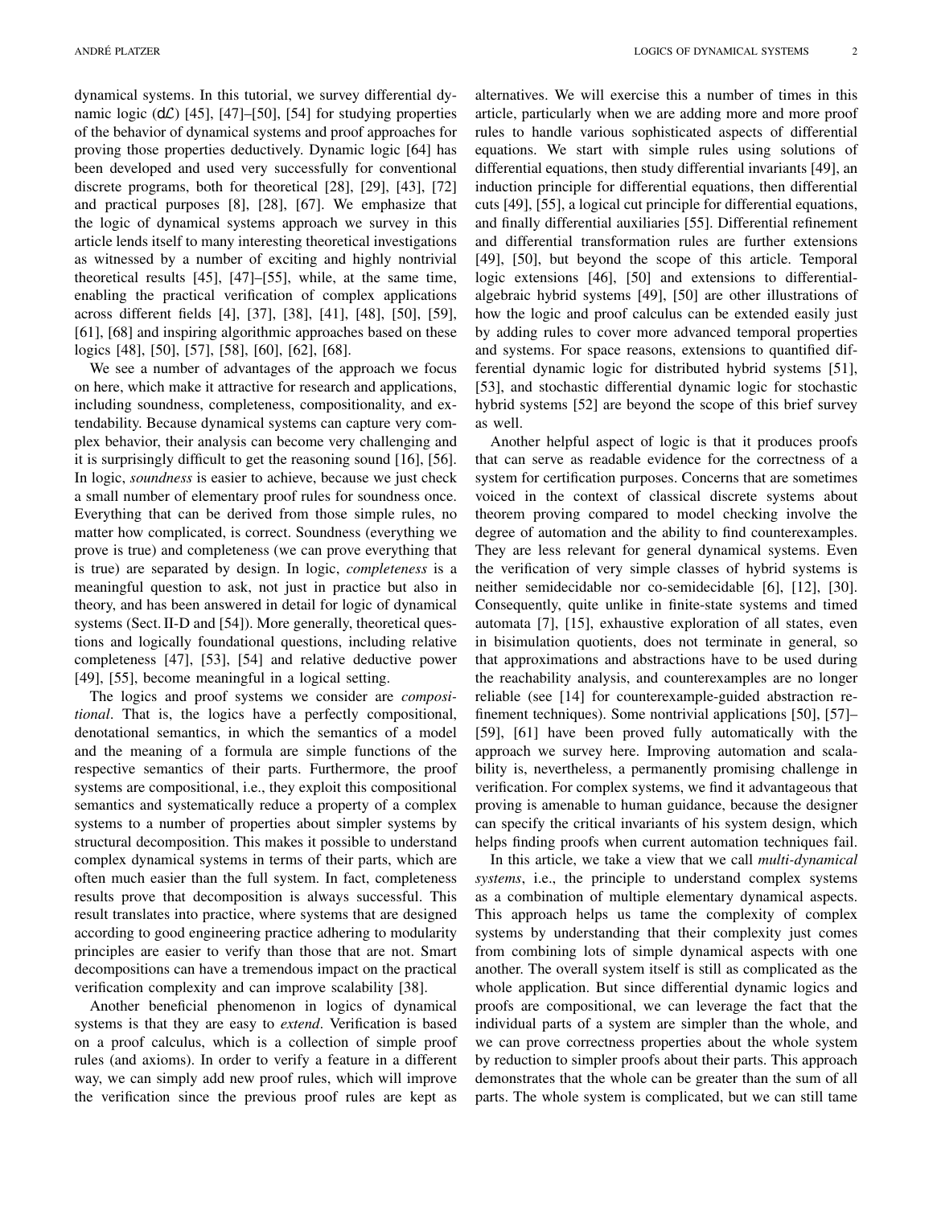dynamical systems. In this tutorial, we survey differential dynamic logic ($\mathsf{d}\mathcal{L}$) [45], [47]–[50], [54] for studying properties of the behavior of dynamical systems and proof approaches for proving those properties deductively. Dynamic logic [64] has been developed and used very successfully for conventional discrete programs, both for theoretical [28], [29], [43], [72] and practical purposes [8], [28], [67]. We emphasize that the logic of dynamical systems approach we survey in this article lends itself to many interesting theoretical investigations as witnessed by a number of exciting and highly nontrivial theoretical results [45], [47]–[55], while, at the same time, enabling the practical verification of complex applications across different fields [4], [37], [38], [41], [48], [50], [59], [61], [68] and inspiring algorithmic approaches based on these logics [48], [50], [57], [58], [60], [62], [68].

We see a number of advantages of the approach we focus on here, which make it attractive for research and applications, including soundness, completeness, compositionality, and extendability. Because dynamical systems can capture very complex behavior, their analysis can become very challenging and it is surprisingly difficult to get the reasoning sound [16], [56]. In logic, *soundness* is easier to achieve, because we just check a small number of elementary proof rules for soundness once. Everything that can be derived from those simple rules, no matter how complicated, is correct. Soundness (everything we prove is true) and completeness (we can prove everything that is true) are separated by design. In logic, *completeness* is a meaningful question to ask, not just in practice but also in theory, and has been answered in detail for logic of dynamical systems (Sect. II-D and [54]). More generally, theoretical questions and logically foundational questions, including relative completeness [47], [53], [54] and relative deductive power [49], [55], become meaningful in a logical setting.

The logics and proof systems we consider are *compositional*. That is, the logics have a perfectly compositional, denotational semantics, in which the semantics of a model and the meaning of a formula are simple functions of the respective semantics of their parts. Furthermore, the proof systems are compositional, i.e., they exploit this compositional semantics and systematically reduce a property of a complex systems to a number of properties about simpler systems by structural decomposition. This makes it possible to understand complex dynamical systems in terms of their parts, which are often much easier than the full system. In fact, completeness results prove that decomposition is always successful. This result translates into practice, where systems that are designed according to good engineering practice adhering to modularity principles are easier to verify than those that are not. Smart decompositions can have a tremendous impact on the practical verification complexity and can improve scalability [38].

Another beneficial phenomenon in logics of dynamical systems is that they are easy to *extend*. Verification is based on a proof calculus, which is a collection of simple proof rules (and axioms). In order to verify a feature in a different way, we can simply add new proof rules, which will improve the verification since the previous proof rules are kept as alternatives. We will exercise this a number of times in this article, particularly when we are adding more and more proof rules to handle various sophisticated aspects of differential equations. We start with simple rules using solutions of differential equations, then study differential invariants [49], an induction principle for differential equations, then differential cuts [49], [55], a logical cut principle for differential equations, and finally differential auxiliaries [55]. Differential refinement and differential transformation rules are further extensions [49], [50], but beyond the scope of this article. Temporal logic extensions [46], [50] and extensions to differential-algebraic hybrid systems [49], [50] are other illustrations of how the logic and proof calculus can be extended easily just by adding rules to cover more advanced temporal properties and systems. For space reasons, extensions to quantified differential dynamic logic for distributed hybrid systems [51], [53], and stochastic differential dynamic logic for stochastic hybrid systems [52] are beyond the scope of this brief survey as well.

Another helpful aspect of logic is that it produces proofs that can serve as readable evidence for the correctness of a system for certification purposes. Concerns that are sometimes voiced in the context of classical discrete systems about theorem proving compared to model checking involve the degree of automation and the ability to find counterexamples. They are less relevant for general dynamical systems. Even the verification of very simple classes of hybrid systems is neither semidecidable nor co-semidecidable [6], [12], [30]. Consequently, quite unlike in finite-state systems and timed automata [7], [15], exhaustive exploration of all states, even in bisimulation quotients, does not terminate in general, so that approximations and abstractions have to be used during the reachability analysis, and counterexamples are no longer reliable (see [14] for counterexample-guided abstraction refinement techniques). Some nontrivial applications [50], [57]–[59], [61] have been proved fully automatically with the approach we survey here. Improving automation and scalability is, nevertheless, a permanently promising challenge in verification. For complex systems, we find it advantageous that proving is amenable to human guidance, because the designer can specify the critical invariants of his system design, which helps finding proofs when current automation techniques fail.

In this article, we take a view that we call *multi-dynamical systems*, i.e., the principle to understand complex systems as a combination of multiple elementary dynamical aspects. This approach helps us tame the complexity of complex systems by understanding that their complexity just comes from combining lots of simple dynamical aspects with one another. The overall system itself is still as complicated as the whole application. But since differential dynamic logics and proofs are compositional, we can leverage the fact that the individual parts of a system are simpler than the whole, and we can prove correctness properties about the whole system by reduction to simpler proofs about their parts. This approach demonstrates that the whole can be greater than the sum of all parts. The whole system is complicated, but we can still tame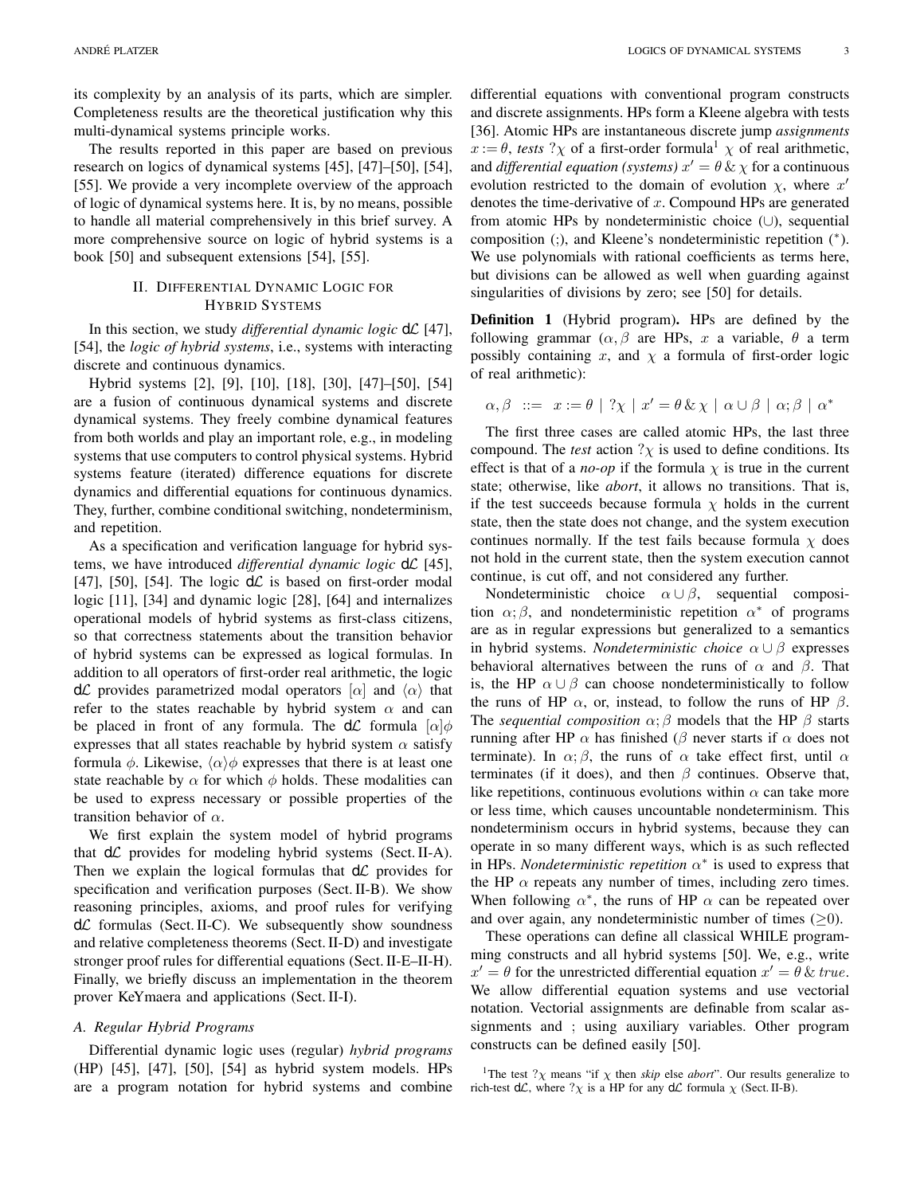its complexity by an analysis of its parts, which are simpler. Completeness results are the theoretical justification why this multi-dynamical systems principle works.

The results reported in this paper are based on previous research on logics of dynamical systems [45], [47]–[50], [54], [55]. We provide a very incomplete overview of the approach of logic of dynamical systems here. It is, by no means, possible to handle all material comprehensively in this brief survey. A more comprehensive source on logic of hybrid systems is a book [50] and subsequent extensions [54], [55].

## II. Differential Dynamic Logic for Hybrid Systems

In this section, we study *differential dynamic logic* $\mathsf{d}\mathcal{L}$ [47], [54], the *logic of hybrid systems*, i.e., systems with interacting discrete and continuous dynamics.

Hybrid systems [2], [9], [10], [18], [30], [47]–[50], [54] are a fusion of continuous dynamical systems and discrete dynamical systems. They freely combine dynamical features from both worlds and play an important role, e.g., in modeling systems that use computers to control physical systems. Hybrid systems feature (iterated) difference equations for discrete dynamics and differential equations for continuous dynamics. They, further, combine conditional switching, nondeterminism, and repetition.

As a specification and verification language for hybrid systems, we have introduced *differential dynamic logic* $\mathsf{d}\mathcal{L}$ [45], [47], [50], [54]. The logic $\mathsf{d}\mathcal{L}$ is based on first-order modal logic [11], [34] and dynamic logic [28], [64] and internalizes operational models of hybrid systems as first-class citizens, so that correctness statements about the transition behavior of hybrid systems can be expressed as logical formulas. In addition to all operators of first-order real arithmetic, the logic $\mathsf{d}\mathcal{L}$ provides parametrized modal operators $[\alpha]$ and $\langle\alpha\rangle$ that refer to the states reachable by hybrid system $\alpha$ and can be placed in front of any formula. The $\mathsf{d}\mathcal{L}$ formula $[\alpha]\phi$ expresses that all states reachable by hybrid system $\alpha$ satisfy formula $\phi$. Likewise, $\langle\alpha\rangle\phi$ expresses that there is at least one state reachable by $\alpha$ for which $\phi$ holds. These modalities can be used to express necessary or possible properties of the transition behavior of $\alpha$.

We first explain the system model of hybrid programs that $\mathsf{d}\mathcal{L}$ provides for modeling hybrid systems (Sect. II-A). Then we explain the logical formulas that $\mathsf{d}\mathcal{L}$ provides for specification and verification purposes (Sect. II-B). We show reasoning principles, axioms, and proof rules for verifying $\mathsf{d}\mathcal{L}$ formulas (Sect. II-C). We subsequently show soundness and relative completeness theorems (Sect. II-D) and investigate stronger proof rules for differential equations (Sect. II-E–II-H). Finally, we briefly discuss an implementation in the theorem prover KeYmaera and applications (Sect. II-I).

### A. Regular Hybrid Programs

Differential dynamic logic uses (regular) *hybrid programs* (HP) [45], [47], [50], [54] as hybrid system models. HPs are a program notation for hybrid systems and combine differential equations with conventional program constructs and discrete assignments. HPs form a Kleene algebra with tests [36]. Atomic HPs are instantaneous discrete jump *assignments* $x := \theta$, *tests* $?\chi$ of a first-order formula[1] $\chi$ of real arithmetic, and *differential equation (systems)* $x' = \theta \,\&\, \chi$ for a continuous evolution restricted to the domain of evolution $\chi$, where $x'$ denotes the time-derivative of $x$. Compound HPs are generated from atomic HPs by nondeterministic choice ($\cup$), sequential composition (;), and Kleene's nondeterministic repetition ($^*$). We use polynomials with rational coefficients as terms here, but divisions can be allowed as well when guarding against singularities of divisions by zero; see [50] for details.

**Definition 1** (Hybrid program). HPs are defined by the following grammar ($\alpha, \beta$ are HPs, $x$ a variable, $\theta$ a term possibly containing $x$, and $\chi$ a formula of first-order logic of real arithmetic):

$$\alpha, \beta \ ::= \ x := \theta \mid ?\chi \mid x' = \theta \,\&\, \chi \mid \alpha \cup \beta \mid \alpha;\beta \mid \alpha^*$$

The first three cases are called atomic HPs, the last three compound. The *test* action $?\chi$ is used to define conditions. Its effect is that of a *no-op* if the formula $\chi$ is true in the current state; otherwise, like *abort*, it allows no transitions. That is, if the test succeeds because formula $\chi$ holds in the current state, then the state does not change, and the system execution continues normally. If the test fails because formula $\chi$ does not hold in the current state, then the system execution cannot continue, is cut off, and not considered any further.

Nondeterministic choice $\alpha \cup \beta$, sequential composition $\alpha;\beta$, and nondeterministic repetition $\alpha^*$ of programs are as in regular expressions but generalized to a semantics in hybrid systems. *Nondeterministic choice* $\alpha \cup \beta$ expresses behavioral alternatives between the runs of $\alpha$ and $\beta$. That is, the HP $\alpha \cup \beta$ can choose nondeterministically to follow the runs of HP $\alpha$, or, instead, to follow the runs of HP $\beta$. The *sequential composition* $\alpha;\beta$ models that the HP $\beta$ starts running after HP $\alpha$ has finished ($\beta$ never starts if $\alpha$ does not terminate). In $\alpha;\beta$, the runs of $\alpha$ take effect first, until $\alpha$ terminates (if it does), and then $\beta$ continues. Observe that, like repetitions, continuous evolutions within $\alpha$ can take more or less time, which causes uncountable nondeterminism. This nondeterminism occurs in hybrid systems, because they can operate in so many different ways, which is as such reflected in HPs. *Nondeterministic repetition* $\alpha^*$ is used to express that the HP $\alpha$ repeats any number of times, including zero times. When following $\alpha^*$, the runs of HP $\alpha$ can be repeated over and over again, any nondeterministic number of times ($\geq$0).

These operations can define all classical WHILE programming constructs and all hybrid systems [50]. We, e.g., write $x' = \theta$ for the unrestricted differential equation $x' = \theta \,\&\, true$. We allow differential equation systems and use vectorial notation. Vectorial assignments are definable from scalar assignments and ; using auxiliary variables. Other program constructs can be defined easily [50].

[1] The test $?\chi$ means "if $\chi$ then *skip* else *abort*". Our results generalize to rich-test $\mathsf{d}\mathcal{L}$, where $?\chi$ is a HP for any $\mathsf{d}\mathcal{L}$ formula $\chi$ (Sect. II-B).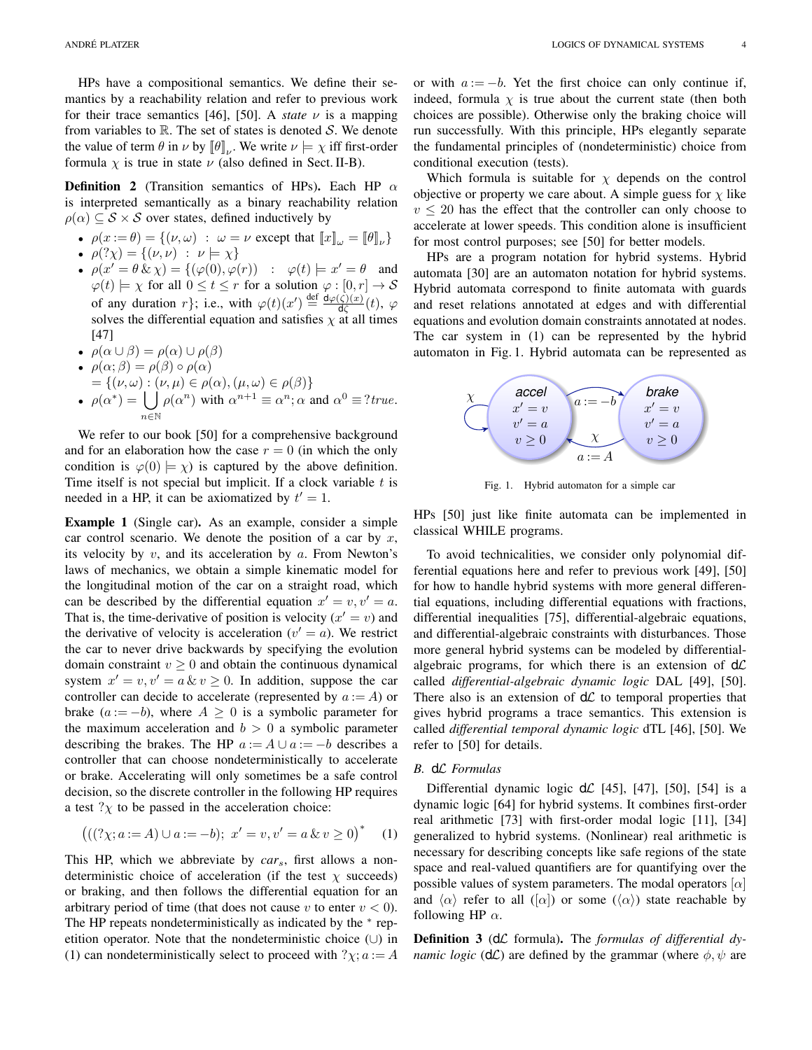HPs have a compositional semantics. We define their semantics by a reachability relation and refer to previous work for their trace semantics [46], [50]. A *state* $\nu$ is a mapping from variables to $\mathbb{R}$. The set of states is denoted $\mathcal{S}$. We denote the value of term $\theta$ in $\nu$ by $[\![\theta]\!]_\nu$. We write $\nu \models \chi$ iff first-order formula $\chi$ is true in state $\nu$ (also defined in Sect. II-B).

**Definition 2** (Transition semantics of HPs)**.** Each HP $\alpha$ is interpreted semantically as a binary reachability relation $\rho(\alpha) \subseteq \mathcal{S} \times \mathcal{S}$ over states, defined inductively by

- $\rho(x := \theta) = \{(\nu, \omega) \;:\; \omega = \nu \text{ except that } [\![x]\!]_\omega = [\![\theta]\!]_\nu\}$
- $\rho(?\chi) = \{(\nu, \nu) \;:\; \nu \models \chi\}$
- $\rho(x' = \theta \,\&\, \chi) = \{(\varphi(0), \varphi(r)) \;:\; \varphi(t) \models x' = \theta$ and $\varphi(t) \models \chi$ for all $0 \leq t \leq r$ for a solution $\varphi : [0, r] \to \mathcal{S}$ of any duration $r\}$; i.e., with $\varphi(t)(x') \stackrel{\text{def}}{=} \frac{\mathrm{d}\varphi(\zeta)(x)}{\mathrm{d}\zeta}(t)$, $\varphi$ solves the differential equation and satisfies $\chi$ at all times [47]
- $\rho(\alpha \cup \beta) = \rho(\alpha) \cup \rho(\beta)$
- $\rho(\alpha; \beta) = \rho(\beta) \circ \rho(\alpha)$ $= \{(\nu, \omega) : (\nu, \mu) \in \rho(\alpha), (\mu, \omega) \in \rho(\beta)\}$
- $\rho(\alpha^*) = \bigcup_{n \in \mathbb{N}} \rho(\alpha^n)$ with $\alpha^{n+1} \equiv \alpha^n; \alpha$ and $\alpha^0 \equiv ?true$.

We refer to our book [50] for a comprehensive background and for an elaboration how the case $r = 0$ (in which the only condition is $\varphi(0) \models \chi$) is captured by the above definition. Time itself is not special but implicit. If a clock variable $t$ is needed in a HP, it can be axiomatized by $t' = 1$.

**Example 1** (Single car)**.** As an example, consider a simple car control scenario. We denote the position of a car by $x$, its velocity by $v$, and its acceleration by $a$. From Newton's laws of mechanics, we obtain a simple kinematic model for the longitudinal motion of the car on a straight road, which can be described by the differential equation $x' = v, v' = a$. That is, the time-derivative of position is velocity ($x' = v$) and the derivative of velocity is acceleration ($v' = a$). We restrict the car to never drive backwards by specifying the evolution domain constraint $v \geq 0$ and obtain the continuous dynamical system $x' = v, v' = a \,\&\, v \geq 0$. In addition, suppose the car controller can decide to accelerate (represented by $a := A$) or brake ($a := -b$), where $A \geq 0$ is a symbolic parameter for the maximum acceleration and $b > 0$ a symbolic parameter describing the brakes. The HP $a := A \cup a := -b$ describes a controller that can choose nondeterministically to accelerate or brake. Accelerating will only sometimes be a safe control decision, so the discrete controller in the following HP requires a test $?\chi$ to be passed in the acceleration choice:

$$\left(((?\chi; a := A) \cup a := -b);\; x' = v, v' = a \,\&\, v \geq 0\right)^* \qquad (1)$$

This HP, which we abbreviate by $car_s$, first allows a nondeterministic choice of acceleration (if the test $\chi$ succeeds) or braking, and then follows the differential equation for an arbitrary period of time (that does not cause $v$ to enter $v < 0$). The HP repeats nondeterministically as indicated by the $^*$ repetition operator. Note that the nondeterministic choice ($\cup$) in (1) can nondeterministically select to proceed with $?\chi; a := A$ or with $a := -b$. Yet the first choice can only continue if, indeed, formula $\chi$ is true about the current state (then both choices are possible). Otherwise only the braking choice will run successfully. With this principle, HPs elegantly separate the fundamental principles of (nondeterministic) choice from conditional execution (tests).

Which formula is suitable for $\chi$ depends on the control objective or property we care about. A simple guess for $\chi$ like $v \leq 20$ has the effect that the controller can only choose to accelerate at lower speeds. This condition alone is insufficient for most control purposes; see [50] for better models.

HPs are a program notation for hybrid systems. Hybrid automata [30] are an automaton notation for hybrid systems. Hybrid automata correspond to finite automata with guards and reset relations annotated at edges and with differential equations and evolution domain constraints annotated at nodes. The car system in (1) can be represented by the hybrid automaton in Fig. 1. Hybrid automata can be represented as HPs [50] just like finite automata can be implemented in classical WHILE programs.

Fig. 1. Hybrid automaton for a simple car

To avoid technicalities, we consider only polynomial differential equations here and refer to previous work [49], [50] for how to handle hybrid systems with more general differential equations, including differential equations with fractions, differential inequalities [75], differential-algebraic equations, and differential-algebraic constraints with disturbances. Those more general hybrid systems can be modeled by differential-algebraic programs, for which there is an extension of d$\mathcal{L}$ called *differential-algebraic dynamic logic* DAL [49], [50]. There also is an extension of d$\mathcal{L}$ to temporal properties that gives hybrid programs a trace semantics. This extension is called *differential temporal dynamic logic* dTL [46], [50]. We refer to [50] for details.

### B. d$\mathcal{L}$ Formulas

Differential dynamic logic d$\mathcal{L}$ [45], [47], [50], [54] is a dynamic logic [64] for hybrid systems. It combines first-order real arithmetic [73] with first-order modal logic [11], [34] generalized to hybrid systems. (Nonlinear) real arithmetic is necessary for describing concepts like safe regions of the state space and real-valued quantifiers are for quantifying over the possible values of system parameters. The modal operators $[\alpha]$ and $\langle\alpha\rangle$ refer to all ($[\alpha]$) or some ($\langle\alpha\rangle$) state reachable by following HP $\alpha$.

**Definition 3** (d$\mathcal{L}$ formula)**.** The *formulas of differential dynamic logic* (d$\mathcal{L}$) are defined by the grammar (where $\phi, \psi$ are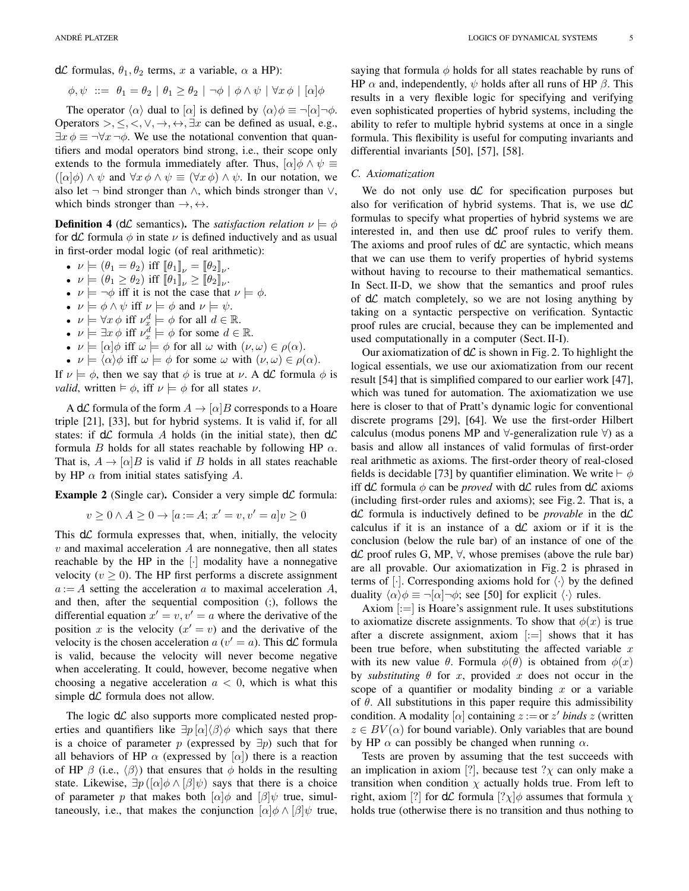dℒ formulas, $\theta_1, \theta_2$ terms, $x$ a variable, $\alpha$ a HP):

$$\phi, \psi \ ::= \ \theta_1 = \theta_2 \mid \theta_1 \geq \theta_2 \mid \neg\phi \mid \phi \wedge \psi \mid \forall x\, \phi \mid [\alpha]\phi$$

The operator $\langle\alpha\rangle$ dual to $[\alpha]$ is defined by $\langle\alpha\rangle\phi \equiv \neg[\alpha]\neg\phi$. Operators $>, \leq, <, \vee, \rightarrow, \leftrightarrow, \exists x$ can be defined as usual, e.g., $\exists x\, \phi \equiv \neg\forall x\, \neg\phi$. We use the notational convention that quantifiers and modal operators bind strong, i.e., their scope only extends to the formula immediately after. Thus, $[\alpha]\phi \wedge \psi \equiv ([\alpha]\phi) \wedge \psi$ and $\forall x\, \phi \wedge \psi \equiv (\forall x\, \phi) \wedge \psi$. In our notation, we also let $\neg$ bind stronger than $\wedge$, which binds stronger than $\vee$, which binds stronger than $\rightarrow, \leftrightarrow$.

**Definition 4** (dℒ semantics)**.** The *satisfaction relation* $\nu \models \phi$ for dℒ formula $\phi$ in state $\nu$ is defined inductively and as usual in first-order modal logic (of real arithmetic):

- $\nu \models (\theta_1 = \theta_2)$ iff $[\![\theta_1]\!]_\nu = [\![\theta_2]\!]_\nu$.
- $\nu \models (\theta_1 \geq \theta_2)$ iff $[\![\theta_1]\!]_\nu \geq [\![\theta_2]\!]_\nu$.
- $\nu \models \neg\phi$ iff it is not the case that $\nu \models \phi$.
- $\nu \models \phi \wedge \psi$ iff $\nu \models \phi$ and $\nu \models \psi$.
- $\nu \models \forall x\, \phi$ iff $\nu_x^d \models \phi$ for all $d \in \mathbb{R}$.
- $\nu \models \exists x\, \phi$ iff $\nu_x^d \models \phi$ for some $d \in \mathbb{R}$.
- $\nu \models [\alpha]\phi$ iff $\omega \models \phi$ for all $\omega$ with $(\nu, \omega) \in \rho(\alpha)$.
- $\nu \models \langle\alpha\rangle\phi$ iff $\omega \models \phi$ for some $\omega$ with $(\nu, \omega) \in \rho(\alpha)$.

If $\nu \models \phi$, then we say that $\phi$ is true at $\nu$. A dℒ formula $\phi$ is *valid*, written $\models \phi$, iff $\nu \models \phi$ for all states $\nu$.

A dℒ formula of the form $A \rightarrow [\alpha]B$ corresponds to a Hoare triple [21], [33], but for hybrid systems. It is valid if, for all states: if dℒ formula $A$ holds (in the initial state), then dℒ formula $B$ holds for all states reachable by following HP $\alpha$. That is, $A \rightarrow [\alpha]B$ is valid if $B$ holds in all states reachable by HP $\alpha$ from initial states satisfying $A$.

**Example 2** (Single car)**.** Consider a very simple dℒ formula:

$$v \geq 0 \wedge A \geq 0 \rightarrow [a := A;\ x' = v, v' = a]v \geq 0$$

This dℒ formula expresses that, when, initially, the velocity $v$ and maximal acceleration $A$ are nonnegative, then all states reachable by the HP in the $[\cdot]$ modality have a nonnegative velocity ($v \geq 0$). The HP first performs a discrete assignment $a := A$ setting the acceleration $a$ to maximal acceleration $A$, and then, after the sequential composition (;), follows the differential equation $x' = v, v' = a$ where the derivative of the position $x$ is the velocity ($x' = v$) and the derivative of the velocity is the chosen acceleration $a$ ($v' = a$). This dℒ formula is valid, because the velocity will never become negative when accelerating. It could, however, become negative when choosing a negative acceleration $a < 0$, which is what this simple dℒ formula does not allow.

The logic dℒ also supports more complicated nested properties and quantifiers like $\exists p\, [\alpha]\langle\beta\rangle\phi$ which says that there is a choice of parameter $p$ (expressed by $\exists p$) such that for all behaviors of HP $\alpha$ (expressed by $[\alpha]$) there is a reaction of HP $\beta$ (i.e., $\langle\beta\rangle$) that ensures that $\phi$ holds in the resulting state. Likewise, $\exists p\, ([\alpha]\phi \wedge [\beta]\psi)$ says that there is a choice of parameter $p$ that makes both $[\alpha]\phi$ and $[\beta]\psi$ true, simultaneously, i.e., that makes the conjunction $[\alpha]\phi \wedge [\beta]\psi$ true, saying that formula $\phi$ holds for all states reachable by runs of HP $\alpha$ and, independently, $\psi$ holds after all runs of HP $\beta$. This results in a very flexible logic for specifying and verifying even sophisticated properties of hybrid systems, including the ability to refer to multiple hybrid systems at once in a single formula. This flexibility is useful for computing invariants and differential invariants [50], [57], [58].

### C. Axiomatization

We do not only use dℒ for specification purposes but also for verification of hybrid systems. That is, we use dℒ formulas to specify what properties of hybrid systems we are interested in, and then use dℒ proof rules to verify them. The axioms and proof rules of dℒ are syntactic, which means that we can use them to verify properties of hybrid systems without having to recourse to their mathematical semantics. In Sect. II-D, we show that the semantics and proof rules of dℒ match completely, so we are not losing anything by taking on a syntactic perspective on verification. Syntactic proof rules are crucial, because they can be implemented and used computationally in a computer (Sect. II-I).

Our axiomatization of dℒ is shown in Fig. 2. To highlight the logical essentials, we use our axiomatization from our recent result [54] that is simplified compared to our earlier work [47], which was tuned for automation. The axiomatization we use here is closer to that of Pratt's dynamic logic for conventional discrete programs [29], [64]. We use the first-order Hilbert calculus (modus ponens MP and $\forall$-generalization rule $\forall$) as a basis and allow all instances of valid formulas of first-order real arithmetic as axioms. The first-order theory of real-closed fields is decidable [73] by quantifier elimination. We write $\vdash \phi$ iff dℒ formula $\phi$ can be *proved* with dℒ rules from dℒ axioms (including first-order rules and axioms); see Fig. 2. That is, a dℒ formula is inductively defined to be *provable* in the dℒ calculus if it is an instance of a dℒ axiom or if it is the conclusion (below the rule bar) of an instance of one of the dℒ proof rules G, MP, $\forall$, whose premises (above the rule bar) are all provable. Our axiomatization in Fig. 2 is phrased in terms of $[\cdot]$. Corresponding axioms hold for $\langle\cdot\rangle$ by the defined duality $\langle\alpha\rangle\phi \equiv \neg[\alpha]\neg\phi$; see [50] for explicit $\langle\cdot\rangle$ rules.

Axiom $[:=]$ is Hoare's assignment rule. It uses substitutions to axiomatize discrete assignments. To show that $\phi(x)$ is true after a discrete assignment, axiom $[:=]$ shows that it has been true before, when substituting the affected variable $x$ with its new value $\theta$. Formula $\phi(\theta)$ is obtained from $\phi(x)$ by *substituting* $\theta$ for $x$, provided $x$ does not occur in the scope of a quantifier or modality binding $x$ or a variable of $\theta$. All substitutions in this paper require this admissibility condition. A modality $[\alpha]$ containing $z :=$ or $z'$ *binds* $z$ (written $z \in BV(\alpha)$ for bound variable). Only variables that are bound by HP $\alpha$ can possibly be changed when running $\alpha$.

Tests are proven by assuming that the test succeeds with an implication in axiom $[?]$, because test $?\chi$ can only make a transition when condition $\chi$ actually holds true. From left to right, axiom $[?]$ for dℒ formula $[?\chi]\phi$ assumes that formula $\chi$ holds true (otherwise there is no transition and thus nothing to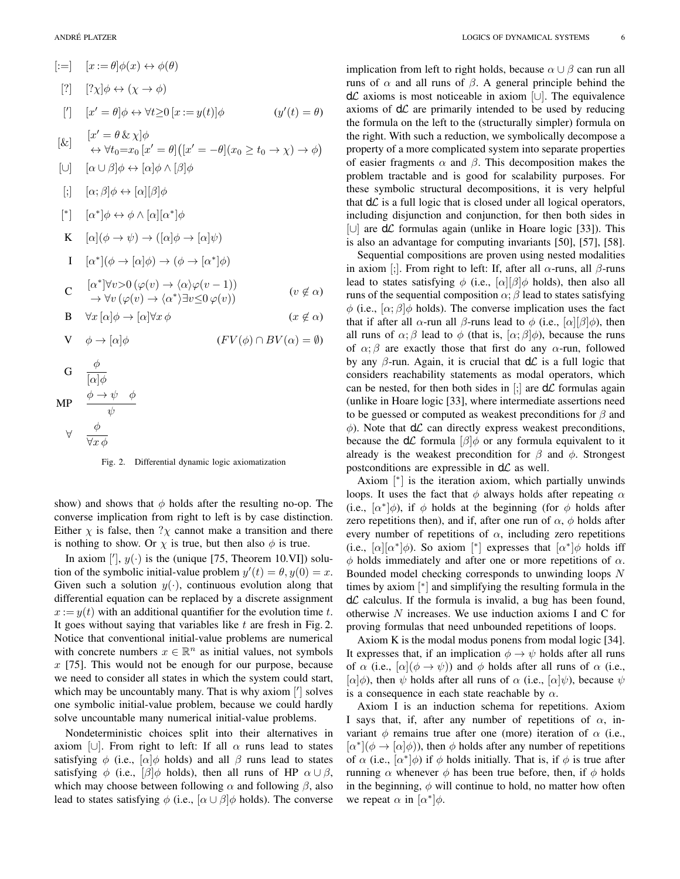$$[:=] \quad [x := \theta]\phi(x) \leftrightarrow \phi(\theta)$$

$$[?] \quad [?\chi]\phi \leftrightarrow (\chi \to \phi)$$

$$['] \quad [x' = \theta]\phi \leftrightarrow \forall t \geq 0\, [x := y(t)]\phi \qquad (y'(t) = \theta)$$

$$[\&] \quad [x' = \theta \,\&\, \chi]\phi \leftrightarrow \forall t_0{=}x_0\, [x' = \theta]\big([x' = -\theta](x_0 \geq t_0 \to \chi) \to \phi\big)$$

$$[\cup] \quad [\alpha \cup \beta]\phi \leftrightarrow [\alpha]\phi \wedge [\beta]\phi$$

$$[;] \quad [\alpha; \beta]\phi \leftrightarrow [\alpha][\beta]\phi$$

$$[^*] \quad [\alpha^*]\phi \leftrightarrow \phi \wedge [\alpha][\alpha^*]\phi$$

$$\text{K} \quad [\alpha](\phi \to \psi) \to ([\alpha]\phi \to [\alpha]\psi)$$

$$\text{I} \quad [\alpha^*](\phi \to [\alpha]\phi) \to (\phi \to [\alpha^*]\phi)$$

$$\text{C} \quad [\alpha^*]\forall v{>}0\, (\varphi(v) \to \langle\alpha\rangle\varphi(v-1)) \to \forall v\, (\varphi(v) \to \langle\alpha^*\rangle \exists v{\leq}0\, \varphi(v)) \qquad (v \notin \alpha)$$

$$\text{B} \quad \forall x\, [\alpha]\phi \to [\alpha]\forall x\, \phi \qquad (x \notin \alpha)$$

$$\text{V} \quad \phi \to [\alpha]\phi \qquad (FV(\phi) \cap BV(\alpha) = \emptyset)$$

$$\text{G} \quad \frac{\phi}{[\alpha]\phi}$$

$$\text{MP} \quad \frac{\phi \to \psi \quad \phi}{\psi}$$

$$\forall \quad \frac{\phi}{\forall x\, \phi}$$

Fig. 2. Differential dynamic logic axiomatization

show) and shows that $\phi$ holds after the resulting no-op. The converse implication from right to left is by case distinction. Either $\chi$ is false, then $?\chi$ cannot make a transition and there is nothing to show. Or $\chi$ is true, but then also $\phi$ is true.

In axiom $[']$, $y(\cdot)$ is the (unique [75, Theorem 10.VI]) solution of the symbolic initial-value problem $y'(t) = \theta, y(0) = x$. Given such a solution $y(\cdot)$, continuous evolution along that differential equation can be replaced by a discrete assignment $x := y(t)$ with an additional quantifier for the evolution time $t$. It goes without saying that variables like $t$ are fresh in Fig. 2. Notice that conventional initial-value problems are numerical with concrete numbers $x \in \mathbb{R}^n$ as initial values, not symbols $x$ [75]. This would not be enough for our purpose, because we need to consider all states in which the system could start, which may be uncountably many. That is why axiom $[']$ solves one symbolic initial-value problem, because we could hardly solve uncountable many numerical initial-value problems.

Nondeterministic choices split into their alternatives in axiom $[\cup]$. From right to left: If all $\alpha$ runs lead to states satisfying $\phi$ (i.e., $[\alpha]\phi$ holds) and all $\beta$ runs lead to states satisfying $\phi$ (i.e., $[\beta]\phi$ holds), then all runs of HP $\alpha \cup \beta$, which may choose between following $\alpha$ and following $\beta$, also lead to states satisfying $\phi$ (i.e., $[\alpha \cup \beta]\phi$ holds). The converse implication from left to right holds, because $\alpha \cup \beta$ can run all runs of $\alpha$ and all runs of $\beta$. A general principle behind the d$\mathcal{L}$ axioms is most noticeable in axiom $[\cup]$. The equivalence axioms of d$\mathcal{L}$ are primarily intended to be used by reducing the formula on the left to the (structurally simpler) formula on the right. With such a reduction, we symbolically decompose a property of a more complicated system into separate properties of easier fragments $\alpha$ and $\beta$. This decomposition makes the problem tractable and is good for scalability purposes. For these symbolic structural decompositions, it is very helpful that d$\mathcal{L}$ is a full logic that is closed under all logical operators, including disjunction and conjunction, for then both sides in $[\cup]$ are d$\mathcal{L}$ formulas again (unlike in Hoare logic [33]). This is also an advantage for computing invariants [50], [57], [58].

Sequential compositions are proven using nested modalities in axiom $[;]$. From right to left: If, after all $\alpha$-runs, all $\beta$-runs lead to states satisfying $\phi$ (i.e., $[\alpha][\beta]\phi$ holds), then also all runs of the sequential composition $\alpha; \beta$ lead to states satisfying $\phi$ (i.e., $[\alpha; \beta]\phi$ holds). The converse implication uses the fact that if after all $\alpha$-run all $\beta$-runs lead to $\phi$ (i.e., $[\alpha][\beta]\phi$), then all runs of $\alpha; \beta$ lead to $\phi$ (that is, $[\alpha; \beta]\phi$), because the runs of $\alpha; \beta$ are exactly those that first do any $\alpha$-run, followed by any $\beta$-run. Again, it is crucial that d$\mathcal{L}$ is a full logic that considers reachability statements as modal operators, which can be nested, for then both sides in $[;]$ are d$\mathcal{L}$ formulas again (unlike in Hoare logic [33], where intermediate assertions need to be guessed or computed as weakest preconditions for $\beta$ and $\phi$). Note that d$\mathcal{L}$ can directly express weakest preconditions, because the d$\mathcal{L}$ formula $[\beta]\phi$ or any formula equivalent to it already is the weakest precondition for $\beta$ and $\phi$. Strongest postconditions are expressible in d$\mathcal{L}$ as well.

Axiom $[^*]$ is the iteration axiom, which partially unwinds loops. It uses the fact that $\phi$ always holds after repeating $\alpha$ (i.e., $[\alpha^*]\phi$), if $\phi$ holds at the beginning (for $\phi$ holds after zero repetitions then), and if, after one run of $\alpha$, $\phi$ holds after every number of repetitions of $\alpha$, including zero repetitions (i.e., $[\alpha][\alpha^*]\phi$). So axiom $[^*]$ expresses that $[\alpha^*]\phi$ holds iff $\phi$ holds immediately and after one or more repetitions of $\alpha$. Bounded model checking corresponds to unwinding loops $N$ times by axiom $[^*]$ and simplifying the resulting formula in the d$\mathcal{L}$ calculus. If the formula is invalid, a bug has been found, otherwise $N$ increases. We use induction axioms I and C for proving formulas that need unbounded repetitions of loops.

Axiom K is the modal modus ponens from modal logic [34]. It expresses that, if an implication $\phi \to \psi$ holds after all runs of $\alpha$ (i.e., $[\alpha](\phi \to \psi)$) and $\phi$ holds after all runs of $\alpha$ (i.e., $[\alpha]\phi$), then $\psi$ holds after all runs of $\alpha$ (i.e., $[\alpha]\psi$), because $\psi$ is a consequence in each state reachable by $\alpha$.

Axiom I is an induction schema for repetitions. Axiom I says that, if, after any number of repetitions of $\alpha$, invariant $\phi$ remains true after one (more) iteration of $\alpha$ (i.e., $[\alpha^*](\phi \to [\alpha]\phi)$), then $\phi$ holds after any number of repetitions of $\alpha$ (i.e., $[\alpha^*]\phi$) if $\phi$ holds initially. That is, if $\phi$ is true after running $\alpha$ whenever $\phi$ has been true before, then, if $\phi$ holds in the beginning, $\phi$ will continue to hold, no matter how often we repeat $\alpha$ in $[\alpha^*]\phi$.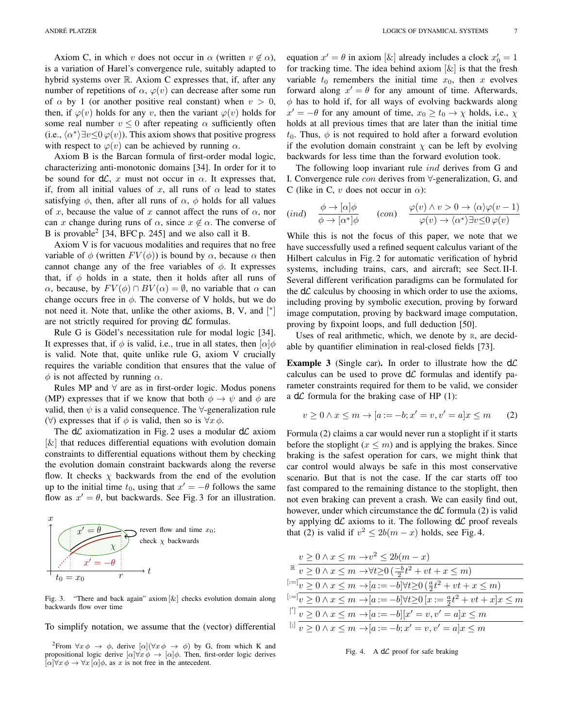Axiom C, in which $v$ does not occur in $\alpha$ (written $v \notin \alpha$), is a variation of Harel's convergence rule, suitably adapted to hybrid systems over $\mathbb{R}$. Axiom C expresses that, if, after any number of repetitions of $\alpha$, $\varphi(v)$ can decrease after some run of $\alpha$ by 1 (or another positive real constant) when $v > 0$, then, if $\varphi(v)$ holds for any $v$, then the variant $\varphi(v)$ holds for some real number $v \leq 0$ after repeating $\alpha$ sufficiently often (i.e., $\langle\alpha^*\rangle\exists v{\leq}0\,\varphi(v)$). This axiom shows that positive progress with respect to $\varphi(v)$ can be achieved by running $\alpha$.

Axiom B is the Barcan formula of first-order modal logic, characterizing anti-monotonic domains [34]. In order for it to be sound for d$\mathcal{L}$, $x$ must not occur in $\alpha$. It expresses that, if, from all initial values of $x$, all runs of $\alpha$ lead to states satisfying $\phi$, then, after all runs of $\alpha$, $\phi$ holds for all values of $x$, because the value of $x$ cannot affect the runs of $\alpha$, nor can $x$ change during runs of $\alpha$, since $x \notin \alpha$. The converse of B is provable[2] [34, BFC p. 245] and we also call it B.

Axiom V is for vacuous modalities and requires that no free variable of $\phi$ (written $FV(\phi)$) is bound by $\alpha$, because $\alpha$ then cannot change any of the free variables of $\phi$. It expresses that, if $\phi$ holds in a state, then it holds after all runs of $\alpha$, because, by $FV(\phi) \cap BV(\alpha) = \emptyset$, no variable that $\alpha$ can change occurs free in $\phi$. The converse of V holds, but we do not need it. Note that, unlike the other axioms, B, V, and $[^*]$ are not strictly required for proving d$\mathcal{L}$ formulas.

Rule G is Gödel's necessitation rule for modal logic [34]. It expresses that, if $\phi$ is valid, i.e., true in all states, then $[\alpha]\phi$ is valid. Note that, quite unlike rule G, axiom V crucially requires the variable condition that ensures that the value of $\phi$ is not affected by running $\alpha$.

Rules MP and $\forall$ are as in first-order logic. Modus ponens (MP) expresses that if we know that both $\phi \to \psi$ and $\phi$ are valid, then $\psi$ is a valid consequence. The $\forall$-generalization rule ($\forall$) expresses that if $\phi$ is valid, then so is $\forall x\, \phi$.

The d$\mathcal{L}$ axiomatization in Fig. 2 uses a modular d$\mathcal{L}$ axiom $[\&]$ that reduces differential equations with evolution domain constraints to differential equations without them by checking the evolution domain constraint backwards along the reverse flow. It checks $\chi$ backwards from the end of the evolution up to the initial time $t_0$, using that $x' = -\theta$ follows the same flow as $x' = \theta$, but backwards. See Fig. 3 for an illustration.

Fig. 3. "There and back again" axiom $[\&]$ checks evolution domain along backwards flow over time

To simplify notation, we assume that the (vector) differential equation $x' = \theta$ in axiom $[\&]$ already includes a clock $x_0' = 1$ for tracking time. The idea behind axiom $[\&]$ is that the fresh variable $t_0$ remembers the initial time $x_0$, then $x$ evolves forward along $x' = \theta$ for any amount of time. Afterwards, $\phi$ has to hold if, for all ways of evolving backwards along $x' = -\theta$ for any amount of time, $x_0 \geq t_0 \to \chi$ holds, i.e., $\chi$ holds at all previous times that are later than the initial time $t_0$. Thus, $\phi$ is not required to hold after a forward evolution if the evolution domain constraint $\chi$ can be left by evolving backwards for less time than the forward evolution took.

The following loop invariant rule *ind* derives from G and I. Convergence rule *con* derives from $\forall$-generalization, G, and C (like in C, $v$ does not occur in $\alpha$):

$$(ind)\quad \frac{\phi \to [\alpha]\phi}{\phi \to [\alpha^*]\phi} \qquad (con)\quad \frac{\varphi(v) \land v > 0 \to \langle\alpha\rangle\varphi(v-1)}{\varphi(v) \to \langle\alpha^*\rangle\exists v{\leq}0\,\varphi(v)}$$

While this is not the focus of this paper, we note that we have successfully used a refined sequent calculus variant of the Hilbert calculus in Fig. 2 for automatic verification of hybrid systems, including trains, cars, and aircraft; see Sect. II-I. Several different verification paradigms can be formulated for the d$\mathcal{L}$ calculus by choosing in which order to use the axioms, including proving by symbolic execution, proving by forward image computation, proving by backward image computation, proving by fixpoint loops, and full deduction [50].

Uses of real arithmetic, which, we denote by $\mathbb{R}$, are decidable by quantifier elimination in real-closed fields [73].

**Example 3** (Single car)**.** In order to illustrate how the d$\mathcal{L}$ calculus can be used to prove d$\mathcal{L}$ formulas and identify parameter constraints required for them to be valid, we consider a d$\mathcal{L}$ formula for the braking case of HP (1):

$$v \geq 0 \land x \leq m \to [a := -b; x' = v, v' = a]x \leq m \qquad (2)$$

Formula (2) claims a car would never run a stoplight if it starts before the stoplight ($x \leq m$) and is applying the brakes. Since braking is the safest operation for cars, we might think that car control would always be safe in this most conservative scenario. But that is not the case. If the car starts off too fast compared to the remaining distance to the stoplight, then not even braking can prevent a crash. We can easily find out, however, under which circumstance the d$\mathcal{L}$ formula (2) is valid by applying d$\mathcal{L}$ axioms to it. The following d$\mathcal{L}$ proof reveals that (2) is valid if $v^2 \leq 2b(m - x)$ holds, see Fig. 4.

$$\cfrac{\cfrac{\cfrac{\cfrac{\cfrac{v \geq 0 \land x \leq m \to v^2 \leq 2b(m-x)}{v \geq 0 \land x \leq m \to \forall t{\geq}0\,(\frac{-b}{2}t^2 + vt + x \leq m)}\,\mathbb{R}}{v \geq 0 \land x \leq m \to [a := -b]\forall t{\geq}0\,(\frac{a}{2}t^2 + vt + x \leq m)}\,[:=]}{v \geq 0 \land x \leq m \to [a := -b]\forall t{\geq}0\,[x := \frac{a}{2}t^2 + vt + x]x \leq m}\,[:=]}{v \geq 0 \land x \leq m \to [a := -b][x' = v, v' = a]x \leq m}\,[']}{v \geq 0 \land x \leq m \to [a := -b; x' = v, v' = a]x \leq m}\,[;]$$

Fig. 4. A d$\mathcal{L}$ proof for safe braking

[2] From $\forall x\, \phi \to \phi$, derive $[\alpha](\forall x\, \phi \to \phi)$ by G, from which K and propositional logic derive $[\alpha]\forall x\, \phi \to [\alpha]\phi$. Then, first-order logic derives $[\alpha]\forall x\, \phi \to \forall x\, [\alpha]\phi$, as $x$ is not free in the antecedent.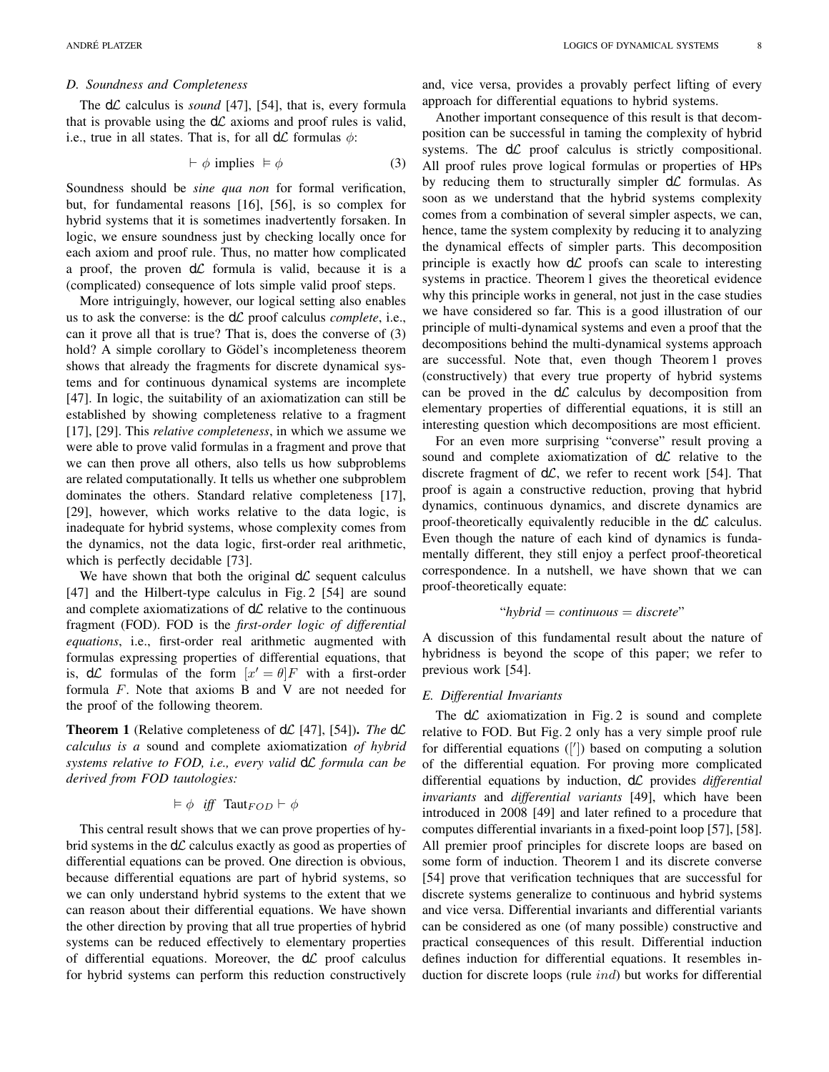### D. Soundness and Completeness

The d$\mathcal{L}$ calculus is *sound* [47], [54], that is, every formula that is provable using the d$\mathcal{L}$ axioms and proof rules is valid, i.e., true in all states. That is, for all d$\mathcal{L}$ formulas $\phi$:

$$\vdash \phi \text{ implies } \vDash \phi \tag{3}$$

Soundness should be *sine qua non* for formal verification, but, for fundamental reasons [16], [56], is so complex for hybrid systems that it is sometimes inadvertently forsaken. In logic, we ensure soundness just by checking locally once for each axiom and proof rule. Thus, no matter how complicated a proof, the proven d$\mathcal{L}$ formula is valid, because it is a (complicated) consequence of lots simple valid proof steps.

More intriguingly, however, our logical setting also enables us to ask the converse: is the d$\mathcal{L}$ proof calculus *complete*, i.e., can it prove all that is true? That is, does the converse of (3) hold? A simple corollary to Gödel's incompleteness theorem shows that already the fragments for discrete dynamical systems and for continuous dynamical systems are incomplete [47]. In logic, the suitability of an axiomatization can still be established by showing completeness relative to a fragment [17], [29]. This *relative completeness*, in which we assume we were able to prove valid formulas in a fragment and prove that we can then prove all others, also tells us how subproblems are related computationally. It tells us whether one subproblem dominates the others. Standard relative completeness [17], [29], however, which works relative to the data logic, is inadequate for hybrid systems, whose complexity comes from the dynamics, not the data logic, first-order real arithmetic, which is perfectly decidable [73].

We have shown that both the original d$\mathcal{L}$ sequent calculus [47] and the Hilbert-type calculus in Fig. 2 [54] are sound and complete axiomatizations of d$\mathcal{L}$ relative to the continuous fragment (FOD). FOD is the *first-order logic of differential equations*, i.e., first-order real arithmetic augmented with formulas expressing properties of differential equations, that is, d$\mathcal{L}$ formulas of the form $[x' = \theta]F$ with a first-order formula $F$. Note that axioms B and V are not needed for the proof of the following theorem.

**Theorem 1** (Relative completeness of d$\mathcal{L}$ [47], [54])**.** *The* d$\mathcal{L}$ *calculus is a* sound *and* complete axiomatization *of hybrid systems relative to FOD, i.e., every valid* d$\mathcal{L}$ *formula can be derived from FOD tautologies:*

$$\vDash \phi \quad \textit{iff} \quad \text{Taut}_{FOD} \vdash \phi$$

This central result shows that we can prove properties of hybrid systems in the d$\mathcal{L}$ calculus exactly as good as properties of differential equations can be proved. One direction is obvious, because differential equations are part of hybrid systems, so we can only understand hybrid systems to the extent that we can reason about their differential equations. We have shown the other direction by proving that all true properties of hybrid systems can be reduced effectively to elementary properties of differential equations. Moreover, the d$\mathcal{L}$ proof calculus for hybrid systems can perform this reduction constructively and, vice versa, provides a provably perfect lifting of every approach for differential equations to hybrid systems.

Another important consequence of this result is that decomposition can be successful in taming the complexity of hybrid systems. The d$\mathcal{L}$ proof calculus is strictly compositional. All proof rules prove logical formulas or properties of HPs by reducing them to structurally simpler d$\mathcal{L}$ formulas. As soon as we understand that the hybrid systems complexity comes from a combination of several simpler aspects, we can, hence, tame the system complexity by reducing it to analyzing the dynamical effects of simpler parts. This decomposition principle is exactly how d$\mathcal{L}$ proofs can scale to interesting systems in practice. Theorem 1 gives the theoretical evidence why this principle works in general, not just in the case studies we have considered so far. This is a good illustration of our principle of multi-dynamical systems and even a proof that the decompositions behind the multi-dynamical systems approach are successful. Note that, even though Theorem 1 proves (constructively) that every true property of hybrid systems can be proved in the d$\mathcal{L}$ calculus by decomposition from elementary properties of differential equations, it is still an interesting question which decompositions are most efficient.

For an even more surprising "converse" result proving a sound and complete axiomatization of d$\mathcal{L}$ relative to the discrete fragment of d$\mathcal{L}$, we refer to recent work [54]. That proof is again a constructive reduction, proving that hybrid dynamics, continuous dynamics, and discrete dynamics are proof-theoretically equivalently reducible in the d$\mathcal{L}$ calculus. Even though the nature of each kind of dynamics is fundamentally different, they still enjoy a perfect proof-theoretical correspondence. In a nutshell, we have shown that we can proof-theoretically equate:

"*hybrid = continuous = discrete*"

A discussion of this fundamental result about the nature of hybridness is beyond the scope of this paper; we refer to previous work [54].

### E. Differential Invariants

The d$\mathcal{L}$ axiomatization in Fig. 2 is sound and complete relative to FOD. But Fig. 2 only has a very simple proof rule for differential equations ($[']$) based on computing a solution of the differential equation. For proving more complicated differential equations by induction, d$\mathcal{L}$ provides *differential invariants* and *differential variants* [49], which have been introduced in 2008 [49] and later refined to a procedure that computes differential invariants in a fixed-point loop [57], [58]. All premier proof principles for discrete loops are based on some form of induction. Theorem 1 and its discrete converse [54] prove that verification techniques that are successful for discrete systems generalize to continuous and hybrid systems and vice versa. Differential invariants and differential variants can be considered as one (of many possible) constructive and practical consequences of this result. Differential induction defines induction for differential equations. It resembles induction for discrete loops (rule $ind$) but works for differential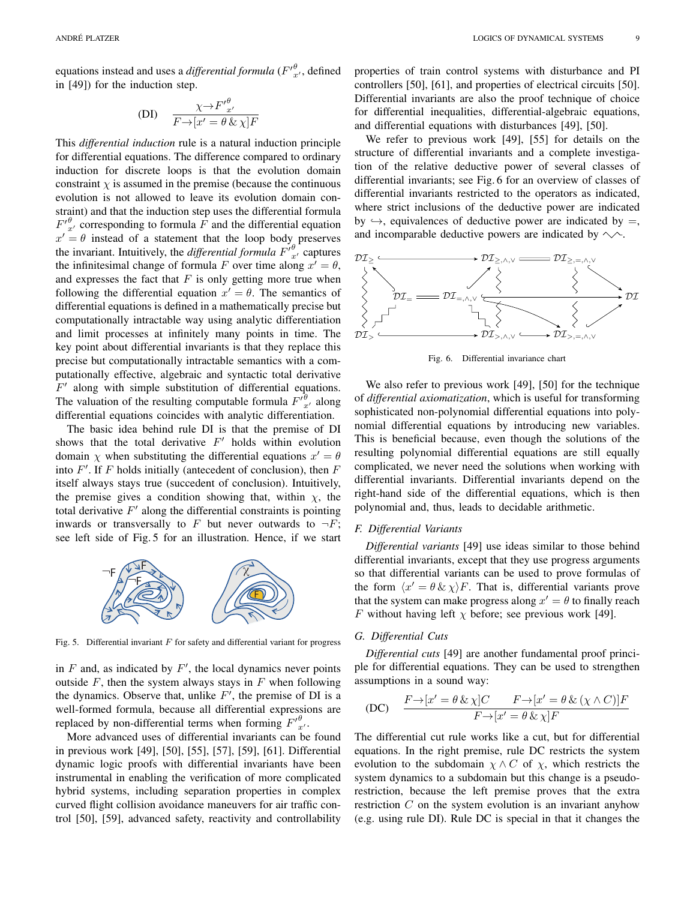equations instead and uses a *differential formula* (${F'}^{\theta}_{x'}$, defined in [49]) for the induction step.

$$\text{(DI)} \quad \frac{\chi \rightarrow {F'}^{\theta}_{x'}}{F \rightarrow [x' = \theta \,\&\, \chi]F}$$

This *differential induction* rule is a natural induction principle for differential equations. The difference compared to ordinary induction for discrete loops is that the evolution domain constraint $\chi$ is assumed in the premise (because the continuous evolution is not allowed to leave its evolution domain constraint) and that the induction step uses the differential formula ${F'}^{\theta}_{x'}$ corresponding to formula $F$ and the differential equation $x' = \theta$ instead of a statement that the loop body preserves the invariant. Intuitively, the *differential formula* ${F'}^{\theta}_{x'}$ captures the infinitesimal change of formula $F$ over time along $x' = \theta$, and expresses the fact that $F$ is only getting more true when following the differential equation $x' = \theta$. The semantics of differential equations is defined in a mathematically precise but computationally intractable way using analytic differentiation and limit processes at infinitely many points in time. The key point about differential invariants is that they replace this precise but computationally intractable semantics with a computationally effective, algebraic and syntactic total derivative $F'$ along with simple substitution of differential equations. The valuation of the resulting computable formula ${F'}^{\theta}_{x'}$ along differential equations coincides with analytic differentiation.

The basic idea behind rule DI is that the premise of DI shows that the total derivative $F'$ holds within evolution domain $\chi$ when substituting the differential equations $x' = \theta$ into $F'$. If $F$ holds initially (antecedent of conclusion), then $F$ itself always stays true (succedent of conclusion). Intuitively, the premise gives a condition showing that, within $\chi$, the total derivative $F'$ along the differential constraints is pointing inwards or transversally to $F$ but never outwards to $\neg F$; see left side of Fig. 5 for an illustration. Hence, if we start in $F$ and, as indicated by $F'$, the local dynamics never points outside $F$, then the system always stays in $F$ when following the dynamics. Observe that, unlike $F'$, the premise of DI is a well-formed formula, because all differential expressions are replaced by non-differential terms when forming ${F'}^{\theta}_{x'}$.

Fig. 5. Differential invariant $F$ for safety and differential variant for progress

More advanced uses of differential invariants can be found in previous work [49], [50], [55], [57], [59], [61]. Differential dynamic logic proofs with differential invariants have been instrumental in enabling the verification of more complicated hybrid systems, including separation properties in complex curved flight collision avoidance maneuvers for air traffic control [50], [59], advanced safety, reactivity and controllability properties of train control systems with disturbance and PI controllers [50], [61], and properties of electrical circuits [50]. Differential invariants are also the proof technique of choice for differential inequalities, differential-algebraic equations, and differential equations with disturbances [49], [50].

We refer to previous work [49], [55] for details on the structure of differential invariants and a complete investigation of the relative deductive power of several classes of differential invariants; see Fig. 6 for an overview of classes of differential invariants restricted to the operators as indicated, where strict inclusions of the deductive power are indicated by $\hookrightarrow$, equivalences of deductive power are indicated by $=$, and incomparable deductive powers are indicated by $\sim\!\!\sim$.

Fig. 6. Differential invariance chart

We also refer to previous work [49], [50] for the technique of *differential axiomatization*, which is useful for transforming sophisticated non-polynomial differential equations into polynomial differential equations by introducing new variables. This is beneficial because, even though the solutions of the resulting polynomial differential equations are still equally complicated, we never need the solutions when working with differential invariants. Differential invariants depend on the right-hand side of the differential equations, which is then polynomial and, thus, leads to decidable arithmetic.

### F. Differential Variants

*Differential variants* [49] use ideas similar to those behind differential invariants, except that they use progress arguments so that differential variants can be used to prove formulas of the form $\langle x' = \theta \,\&\, \chi \rangle F$. That is, differential variants prove that the system can make progress along $x' = \theta$ to finally reach $F$ without having left $\chi$ before; see previous work [49].

### G. Differential Cuts

*Differential cuts* [49] are another fundamental proof principle for differential equations. They can be used to strengthen assumptions in a sound way:

$$\text{(DC)} \quad \frac{F \rightarrow [x' = \theta \,\&\, \chi]C \qquad F \rightarrow [x' = \theta \,\&\, (\chi \wedge C)]F}{F \rightarrow [x' = \theta \,\&\, \chi]F}$$

The differential cut rule works like a cut, but for differential equations. In the right premise, rule DC restricts the system evolution to the subdomain $\chi \wedge C$ of $\chi$, which restricts the system dynamics to a subdomain but this change is a pseudo-restriction, because the left premise proves that the extra restriction $C$ on the system evolution is an invariant anyhow (e.g. using rule DI). Rule DC is special in that it changes the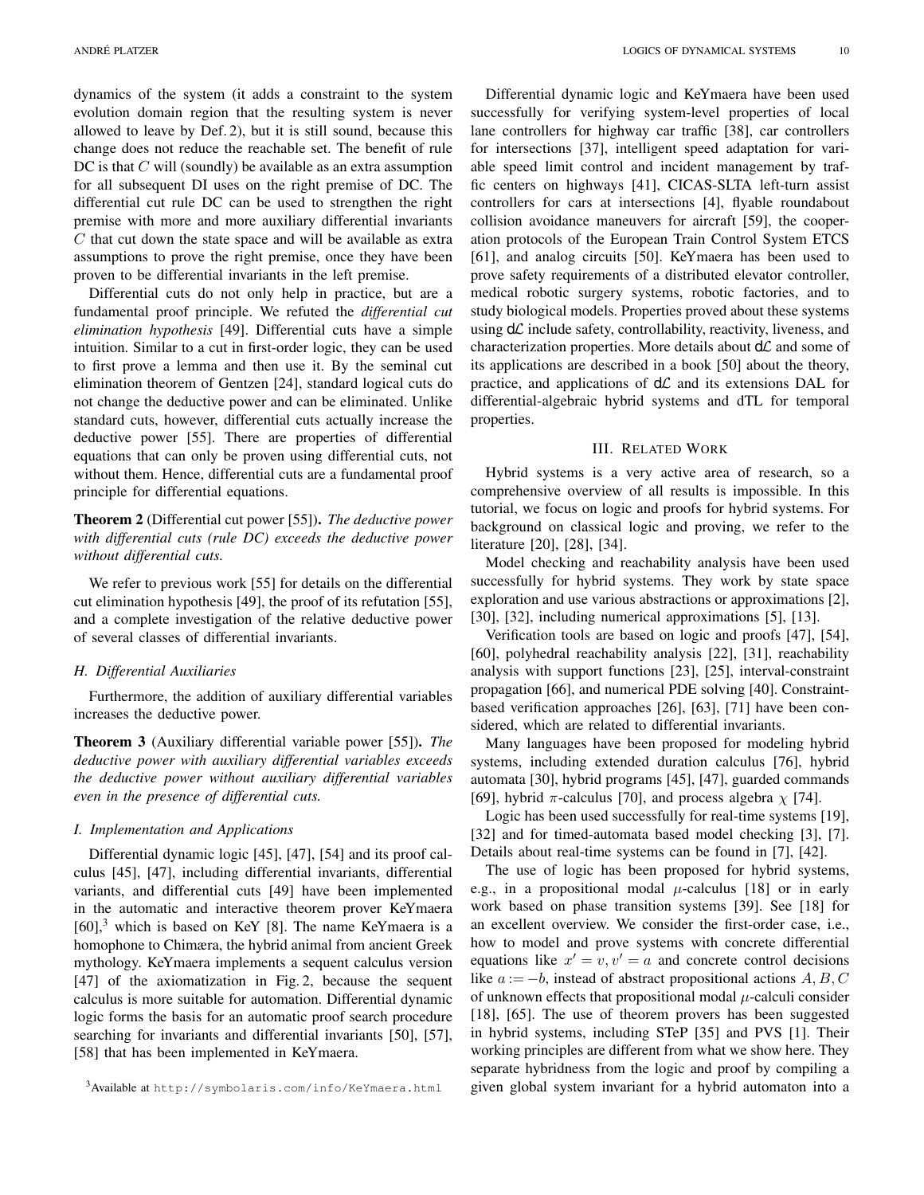dynamics of the system (it adds a constraint to the system evolution domain region that the resulting system is never allowed to leave by Def. 2), but it is still sound, because this change does not reduce the reachable set. The benefit of rule DC is that $C$ will (soundly) be available as an extra assumption for all subsequent DI uses on the right premise of DC. The differential cut rule DC can be used to strengthen the right premise with more and more auxiliary differential invariants $C$ that cut down the state space and will be available as extra assumptions to prove the right premise, once they have been proven to be differential invariants in the left premise.

Differential cuts do not only help in practice, but are a fundamental proof principle. We refuted the *differential cut elimination hypothesis* [49]. Differential cuts have a simple intuition. Similar to a cut in first-order logic, they can be used to first prove a lemma and then use it. By the seminal cut elimination theorem of Gentzen [24], standard logical cuts do not change the deductive power and can be eliminated. Unlike standard cuts, however, differential cuts actually increase the deductive power [55]. There are properties of differential equations that can only be proven using differential cuts, not without them. Hence, differential cuts are a fundamental proof principle for differential equations.

**Theorem 2** (Differential cut power [55])**.** *The deductive power with differential cuts (rule DC) exceeds the deductive power without differential cuts.*

We refer to previous work [55] for details on the differential cut elimination hypothesis [49], the proof of its refutation [55], and a complete investigation of the relative deductive power of several classes of differential invariants.

### H. Differential Auxiliaries

Furthermore, the addition of auxiliary differential variables increases the deductive power.

**Theorem 3** (Auxiliary differential variable power [55])**.** *The deductive power with auxiliary differential variables exceeds the deductive power without auxiliary differential variables even in the presence of differential cuts.*

### I. Implementation and Applications

Differential dynamic logic [45], [47], [54] and its proof calculus [45], [47], including differential invariants, differential variants, and differential cuts [49] have been implemented in the automatic and interactive theorem prover KeYmaera [60],[3] which is based on KeY [8]. The name KeYmaera is a homophone to Chimæra, the hybrid animal from ancient Greek mythology. KeYmaera implements a sequent calculus version [47] of the axiomatization in Fig. 2, because the sequent calculus is more suitable for automation. Differential dynamic logic forms the basis for an automatic proof search procedure searching for invariants and differential invariants [50], [57], [58] that has been implemented in KeYmaera.

[3] Available at http://symbolaris.com/info/KeYmaera.html

Differential dynamic logic and KeYmaera have been used successfully for verifying system-level properties of local lane controllers for highway car traffic [38], car controllers for intersections [37], intelligent speed adaptation for variable speed limit control and incident management by traffic centers on highways [41], CICAS-SLTA left-turn assist controllers for cars at intersections [4], flyable roundabout collision avoidance maneuvers for aircraft [59], the cooperation protocols of the European Train Control System ETCS [61], and analog circuits [50]. KeYmaera has been used to prove safety requirements of a distributed elevator controller, medical robotic surgery systems, robotic factories, and to study biological models. Properties proved about these systems using d$\mathcal{L}$ include safety, controllability, reactivity, liveness, and characterization properties. More details about d$\mathcal{L}$ and some of its applications are described in a book [50] about the theory, practice, and applications of d$\mathcal{L}$ and its extensions DAL for differential-algebraic hybrid systems and dTL for temporal properties.

## III. Related Work

Hybrid systems is a very active area of research, so a comprehensive overview of all results is impossible. In this tutorial, we focus on logic and proofs for hybrid systems. For background on classical logic and proving, we refer to the literature [20], [28], [34].

Model checking and reachability analysis have been used successfully for hybrid systems. They work by state space exploration and use various abstractions or approximations [2], [30], [32], including numerical approximations [5], [13].

Verification tools are based on logic and proofs [47], [54], [60], polyhedral reachability analysis [22], [31], reachability analysis with support functions [23], [25], interval-constraint propagation [66], and numerical PDE solving [40]. Constraint-based verification approaches [26], [63], [71] have been considered, which are related to differential invariants.

Many languages have been proposed for modeling hybrid systems, including extended duration calculus [76], hybrid automata [30], hybrid programs [45], [47], guarded commands [69], hybrid $\pi$-calculus [70], and process algebra $\chi$ [74].

Logic has been used successfully for real-time systems [19], [32] and for timed-automata based model checking [3], [7]. Details about real-time systems can be found in [7], [42].

The use of logic has been proposed for hybrid systems, e.g., in a propositional modal $\mu$-calculus [18] or in early work based on phase transition systems [39]. See [18] for an excellent overview. We consider the first-order case, i.e., how to model and prove systems with concrete differential equations like $x' = v, v' = a$ and concrete control decisions like $a := -b$, instead of abstract propositional actions $A, B, C$ of unknown effects that propositional modal $\mu$-calculi consider [18], [65]. The use of theorem provers has been suggested in hybrid systems, including STeP [35] and PVS [1]. Their working principles are different from what we show here. They separate hybridness from the logic and proof by compiling a given global system invariant for a hybrid automaton into a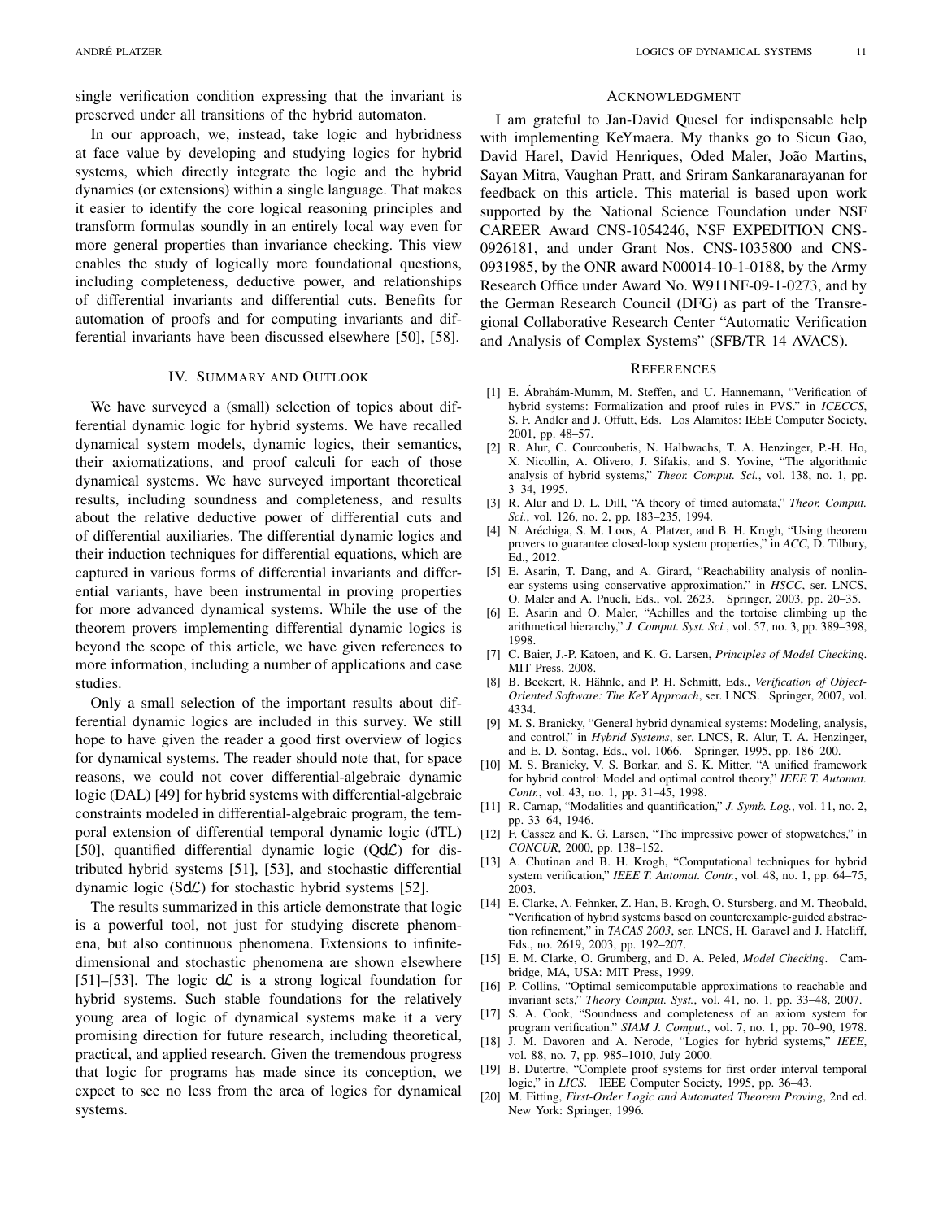single verification condition expressing that the invariant is preserved under all transitions of the hybrid automaton.

In our approach, we, instead, take logic and hybridness at face value by developing and studying logics for hybrid systems, which directly integrate the logic and the hybrid dynamics (or extensions) within a single language. That makes it easier to identify the core logical reasoning principles and transform formulas soundly in an entirely local way even for more general properties than invariance checking. This view enables the study of logically more foundational questions, including completeness, deductive power, and relationships of differential invariants and differential cuts. Benefits for automation of proofs and for computing invariants and differential invariants have been discussed elsewhere [50], [58].

## IV. Summary and Outlook

We have surveyed a (small) selection of topics about differential dynamic logic for hybrid systems. We have recalled dynamical system models, dynamic logics, their semantics, their axiomatizations, and proof calculi for each of those dynamical systems. We have surveyed important theoretical results, including soundness and completeness, and results about the relative deductive power of differential cuts and of differential auxiliaries. The differential dynamic logics and their induction techniques for differential equations, which are captured in various forms of differential invariants and differential variants, have been instrumental in proving properties for more advanced dynamical systems. While the use of the theorem provers implementing differential dynamic logics is beyond the scope of this article, we have given references to more information, including a number of applications and case studies.

Only a small selection of the important results about differential dynamic logics are included in this survey. We still hope to have given the reader a good first overview of logics for dynamical systems. The reader should note that, for space reasons, we could not cover differential-algebraic dynamic logic (DAL) [49] for hybrid systems with differential-algebraic constraints modeled in differential-algebraic program, the temporal extension of differential temporal dynamic logic (dTL) [50], quantified differential dynamic logic (Q$d\mathcal{L}$) for distributed hybrid systems [51], [53], and stochastic differential dynamic logic (S$d\mathcal{L}$) for stochastic hybrid systems [52].

The results summarized in this article demonstrate that logic is a powerful tool, not just for studying discrete phenomena, but also continuous phenomena. Extensions to infinite-dimensional and stochastic phenomena are shown elsewhere [51]–[53]. The logic $d\mathcal{L}$ is a strong logical foundation for hybrid systems. Such stable foundations for the relatively young area of logic of dynamical systems make it a very promising direction for future research, including theoretical, practical, and applied research. Given the tremendous progress that logic for programs has made since its conception, we expect to see no less from the area of logics for dynamical systems.

## Acknowledgment

I am grateful to Jan-David Quesel for indispensable help with implementing KeYmaera. My thanks go to Sicun Gao, David Harel, David Henriques, Oded Maler, João Martins, Sayan Mitra, Vaughan Pratt, and Sriram Sankaranarayanan for feedback on this article. This material is based upon work supported by the National Science Foundation under NSF CAREER Award CNS-1054246, NSF EXPEDITION CNS-0926181, and under Grant Nos. CNS-1035800 and CNS-0931985, by the ONR award N00014-10-1-0188, by the Army Research Office under Award No. W911NF-09-1-0273, and by the German Research Council (DFG) as part of the Transregional Collaborative Research Center "Automatic Verification and Analysis of Complex Systems" (SFB/TR 14 AVACS).

## References

[1] E. Ábrahám-Mumm, M. Steffen, and U. Hannemann, "Verification of hybrid systems: Formalization and proof rules in PVS." in *ICECCS*, S. F. Andler and J. Offutt, Eds. Los Alamitos: IEEE Computer Society, 2001, pp. 48–57.

[2] R. Alur, C. Courcoubetis, N. Halbwachs, T. A. Henzinger, P.-H. Ho, X. Nicollin, A. Olivero, J. Sifakis, and S. Yovine, "The algorithmic analysis of hybrid systems," *Theor. Comput. Sci.*, vol. 138, no. 1, pp. 3–34, 1995.

[3] R. Alur and D. L. Dill, "A theory of timed automata," *Theor. Comput. Sci.*, vol. 126, no. 2, pp. 183–235, 1994.

[4] N. Aréchiga, S. M. Loos, A. Platzer, and B. H. Krogh, "Using theorem provers to guarantee closed-loop system properties," in *ACC*, D. Tilbury, Ed., 2012.

[5] E. Asarin, T. Dang, and A. Girard, "Reachability analysis of nonlinear systems using conservative approximation," in *HSCC*, ser. LNCS, O. Maler and A. Pnueli, Eds., vol. 2623. Springer, 2003, pp. 20–35.

[6] E. Asarin and O. Maler, "Achilles and the tortoise climbing up the arithmetical hierarchy," *J. Comput. Syst. Sci.*, vol. 57, no. 3, pp. 389–398, 1998.

[7] C. Baier, J.-P. Katoen, and K. G. Larsen, *Principles of Model Checking*. MIT Press, 2008.

[8] B. Beckert, R. Hähnle, and P. H. Schmitt, Eds., *Verification of Object-Oriented Software: The KeY Approach*, ser. LNCS. Springer, 2007, vol. 4334.

[9] M. S. Branicky, "General hybrid dynamical systems: Modeling, analysis, and control," in *Hybrid Systems*, ser. LNCS, R. Alur, T. A. Henzinger, and E. D. Sontag, Eds., vol. 1066. Springer, 1995, pp. 186–200.

[10] M. S. Branicky, V. S. Borkar, and S. K. Mitter, "A unified framework for hybrid control: Model and optimal control theory," *IEEE T. Automat. Contr.*, vol. 43, no. 1, pp. 31–45, 1998.

[11] R. Carnap, "Modalities and quantification," *J. Symb. Log.*, vol. 11, no. 2, pp. 33–64, 1946.

[12] F. Cassez and K. G. Larsen, "The impressive power of stopwatches," in *CONCUR*, 2000, pp. 138–152.

[13] A. Chutinan and B. H. Krogh, "Computational techniques for hybrid system verification," *IEEE T. Automat. Contr.*, vol. 48, no. 1, pp. 64–75, 2003.

[14] E. Clarke, A. Fehnker, Z. Han, B. Krogh, O. Stursberg, and M. Theobald, "Verification of hybrid systems based on counterexample-guided abstraction refinement," in *TACAS 2003*, ser. LNCS, H. Garavel and J. Hatcliff, Eds., no. 2619, 2003, pp. 192–207.

[15] E. M. Clarke, O. Grumberg, and D. A. Peled, *Model Checking*. Cambridge, MA, USA: MIT Press, 1999.

[16] P. Collins, "Optimal semicomputable approximations to reachable and invariant sets," *Theory Comput. Syst.*, vol. 41, no. 1, pp. 33–48, 2007.

[17] S. A. Cook, "Soundness and completeness of an axiom system for program verification." *SIAM J. Comput.*, vol. 7, no. 1, pp. 70–90, 1978.

[18] J. M. Davoren and A. Nerode, "Logics for hybrid systems," *IEEE*, vol. 88, no. 7, pp. 985–1010, July 2000.

[19] B. Dutertre, "Complete proof systems for first order interval temporal logic," in *LICS*. IEEE Computer Society, 1995, pp. 36–43.

[20] M. Fitting, *First-Order Logic and Automated Theorem Proving*, 2nd ed. New York: Springer, 1996.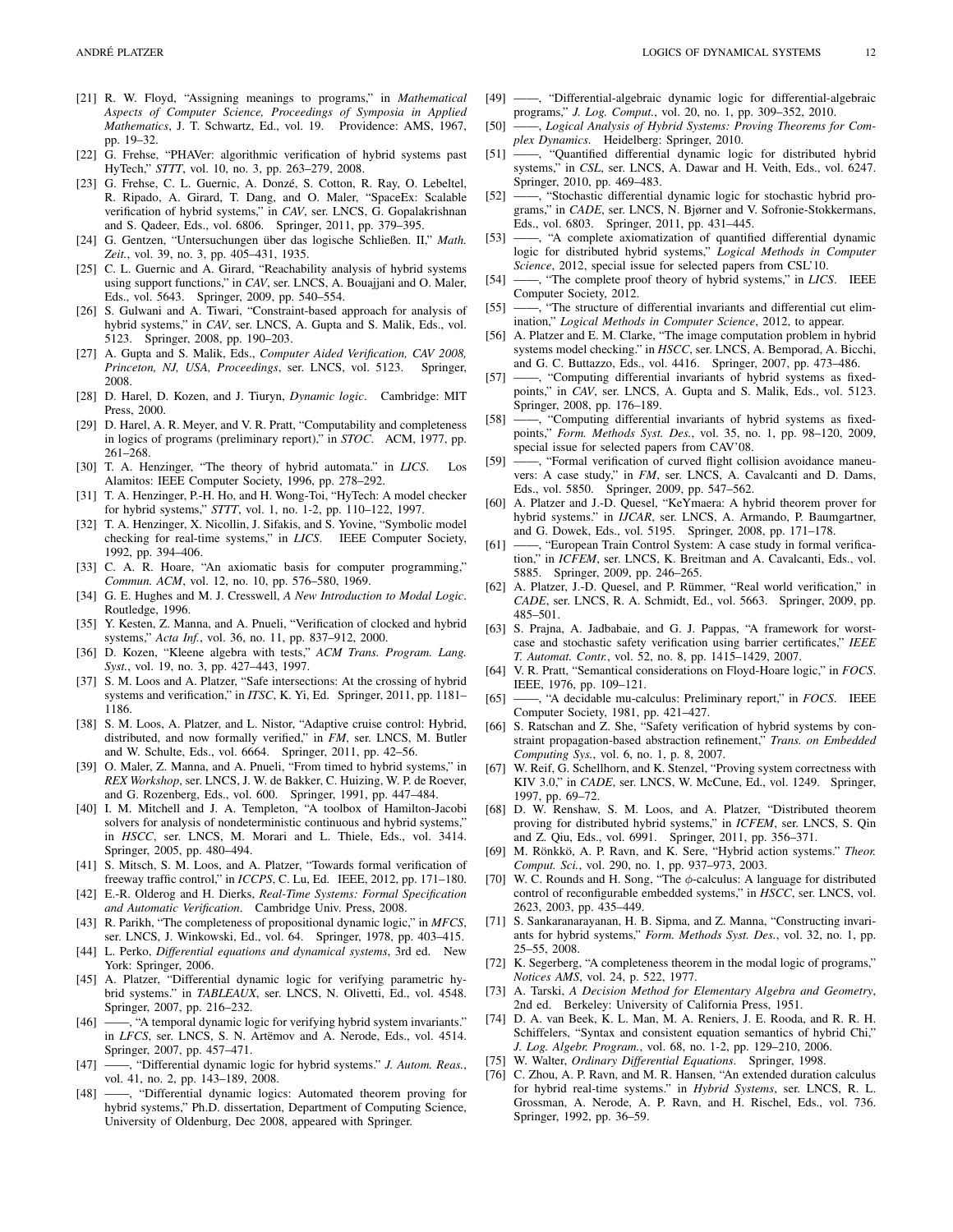[21] R. W. Floyd, "Assigning meanings to programs," in *Mathematical Aspects of Computer Science, Proceedings of Symposia in Applied Mathematics*, J. T. Schwartz, Ed., vol. 19. Providence: AMS, 1967, pp. 19–32.

[22] G. Frehse, "PHAVer: algorithmic verification of hybrid systems past HyTech," *STTT*, vol. 10, no. 3, pp. 263–279, 2008.

[23] G. Frehse, C. L. Guernic, A. Donzé, S. Cotton, R. Ray, O. Lebeltel, R. Ripado, A. Girard, T. Dang, and O. Maler, "SpaceEx: Scalable verification of hybrid systems," in *CAV*, ser. LNCS, G. Gopalakrishnan and S. Qadeer, Eds., vol. 6806. Springer, 2011, pp. 379–395.

[24] G. Gentzen, "Untersuchungen über das logische Schließen. II," *Math. Zeit.*, vol. 39, no. 3, pp. 405–431, 1935.

[25] C. L. Guernic and A. Girard, "Reachability analysis of hybrid systems using support functions," in *CAV*, ser. LNCS, A. Bouajjani and O. Maler, Eds., vol. 5643. Springer, 2009, pp. 540–554.

[26] S. Gulwani and A. Tiwari, "Constraint-based approach for analysis of hybrid systems," in *CAV*, ser. LNCS, A. Gupta and S. Malik, Eds., vol. 5123. Springer, 2008, pp. 190–203.

[27] A. Gupta and S. Malik, Eds., *Computer Aided Verification, CAV 2008, Princeton, NJ, USA, Proceedings*, ser. LNCS, vol. 5123. Springer, 2008.

[28] D. Harel, D. Kozen, and J. Tiuryn, *Dynamic logic*. Cambridge: MIT Press, 2000.

[29] D. Harel, A. R. Meyer, and V. R. Pratt, "Computability and completeness in logics of programs (preliminary report)," in *STOC*. ACM, 1977, pp. 261–268.

[30] T. A. Henzinger, "The theory of hybrid automata." in *LICS*. Los Alamitos: IEEE Computer Society, 1996, pp. 278–292.

[31] T. A. Henzinger, P.-H. Ho, and H. Wong-Toi, "HyTech: A model checker for hybrid systems," *STTT*, vol. 1, no. 1-2, pp. 110–122, 1997.

[32] T. A. Henzinger, X. Nicollin, J. Sifakis, and S. Yovine, "Symbolic model checking for real-time systems," in *LICS*. IEEE Computer Society, 1992, pp. 394–406.

[33] C. A. R. Hoare, "An axiomatic basis for computer programming," *Commun. ACM*, vol. 12, no. 10, pp. 576–580, 1969.

[34] G. E. Hughes and M. J. Cresswell, *A New Introduction to Modal Logic*. Routledge, 1996.

[35] Y. Kesten, Z. Manna, and A. Pnueli, "Verification of clocked and hybrid systems," *Acta Inf.*, vol. 36, no. 11, pp. 837–912, 2000.

[36] D. Kozen, "Kleene algebra with tests," *ACM Trans. Program. Lang. Syst.*, vol. 19, no. 3, pp. 427–443, 1997.

[37] S. M. Loos and A. Platzer, "Safe intersections: At the crossing of hybrid systems and verification," in *ITSC*, K. Yi, Ed. Springer, 2011, pp. 1181–1186.

[38] S. M. Loos, A. Platzer, and L. Nistor, "Adaptive cruise control: Hybrid, distributed, and now formally verified," in *FM*, ser. LNCS, M. Butler and W. Schulte, Eds., vol. 6664. Springer, 2011, pp. 42–56.

[39] O. Maler, Z. Manna, and A. Pnueli, "From timed to hybrid systems," in *REX Workshop*, ser. LNCS, J. W. de Bakker, C. Huizing, W. P. de Roever, and G. Rozenberg, Eds., vol. 600. Springer, 1991, pp. 447–484.

[40] I. M. Mitchell and J. A. Templeton, "A toolbox of Hamilton-Jacobi solvers for analysis of nondeterministic continuous and hybrid systems," in *HSCC*, ser. LNCS, M. Morari and L. Thiele, Eds., vol. 3414. Springer, 2005, pp. 480–494.

[41] S. Mitsch, S. M. Loos, and A. Platzer, "Towards formal verification of freeway traffic control," in *ICCPS*, C. Lu, Ed. IEEE, 2012, pp. 171–180.

[42] E.-R. Olderog and H. Dierks, *Real-Time Systems: Formal Specification and Automatic Verification*. Cambridge Univ. Press, 2008.

[43] R. Parikh, "The completeness of propositional dynamic logic," in *MFCS*, ser. LNCS, J. Winkowski, Ed., vol. 64. Springer, 1978, pp. 403–415.

[44] L. Perko, *Differential equations and dynamical systems*, 3rd ed. New York: Springer, 2006.

[45] A. Platzer, "Differential dynamic logic for verifying parametric hybrid systems." in *TABLEAUX*, ser. LNCS, N. Olivetti, Ed., vol. 4548. Springer, 2007, pp. 216–232.

[46] ——, "A temporal dynamic logic for verifying hybrid system invariants." in *LFCS*, ser. LNCS, S. N. Artëmov and A. Nerode, Eds., vol. 4514. Springer, 2007, pp. 457–471.

[47] ——, "Differential dynamic logic for hybrid systems." *J. Autom. Reas.*, vol. 41, no. 2, pp. 143–189, 2008.

[48] ——, "Differential dynamic logics: Automated theorem proving for hybrid systems," Ph.D. dissertation, Department of Computing Science, University of Oldenburg, Dec 2008, appeared with Springer.

[49] ——, "Differential-algebraic dynamic logic for differential-algebraic programs," *J. Log. Comput.*, vol. 20, no. 1, pp. 309–352, 2010.

[50] ——, *Logical Analysis of Hybrid Systems: Proving Theorems for Complex Dynamics*. Heidelberg: Springer, 2010.

[51] ——, "Quantified differential dynamic logic for distributed hybrid systems," in *CSL*, ser. LNCS, A. Dawar and H. Veith, Eds., vol. 6247. Springer, 2010, pp. 469–483.

[52] ——, "Stochastic differential dynamic logic for stochastic hybrid programs," in *CADE*, ser. LNCS, N. Bjørner and V. Sofronie-Stokkermans, Eds., vol. 6803. Springer, 2011, pp. 431–445.

[53] ——, "A complete axiomatization of quantified differential dynamic logic for distributed hybrid systems," *Logical Methods in Computer Science*, 2012, special issue for selected papers from CSL'10.

[54] ——, "The complete proof theory of hybrid systems," in *LICS*. IEEE Computer Society, 2012.

[55] ——, "The structure of differential invariants and differential cut elimination," *Logical Methods in Computer Science*, 2012, to appear.

[56] A. Platzer and E. M. Clarke, "The image computation problem in hybrid systems model checking." in *HSCC*, ser. LNCS, A. Bemporad, A. Bicchi, and G. C. Buttazzo, Eds., vol. 4416. Springer, 2007, pp. 473–486.

[57] ——, "Computing differential invariants of hybrid systems as fixedpoints," in *CAV*, ser. LNCS, A. Gupta and S. Malik, Eds., vol. 5123. Springer, 2008, pp. 176–189.

[58] ——, "Computing differential invariants of hybrid systems as fixedpoints," *Form. Methods Syst. Des.*, vol. 35, no. 1, pp. 98–120, 2009, special issue for selected papers from CAV'08.

[59] ——, "Formal verification of curved flight collision avoidance maneuvers: A case study," in *FM*, ser. LNCS, A. Cavalcanti and D. Dams, Eds., vol. 5850. Springer, 2009, pp. 547–562.

[60] A. Platzer and J.-D. Quesel, "KeYmaera: A hybrid theorem prover for hybrid systems." in *IJCAR*, ser. LNCS, A. Armando, P. Baumgartner, and G. Dowek, Eds., vol. 5195. Springer, 2008, pp. 171–178.

[61] ——, "European Train Control System: A case study in formal verification," in *ICFEM*, ser. LNCS, K. Breitman and A. Cavalcanti, Eds., vol. 5885. Springer, 2009, pp. 246–265.

[62] A. Platzer, J.-D. Quesel, and P. Rümmer, "Real world verification," in *CADE*, ser. LNCS, R. A. Schmidt, Ed., vol. 5663. Springer, 2009, pp. 485–501.

[63] S. Prajna, A. Jadbabaie, and G. J. Pappas, "A framework for worst-case and stochastic safety verification using barrier certificates," *IEEE T. Automat. Contr.*, vol. 52, no. 8, pp. 1415–1429, 2007.

[64] V. R. Pratt, "Semantical considerations on Floyd-Hoare logic," in *FOCS*. IEEE, 1976, pp. 109–121.

[65] ——, "A decidable mu-calculus: Preliminary report," in *FOCS*. IEEE Computer Society, 1981, pp. 421–427.

[66] S. Ratschan and Z. She, "Safety verification of hybrid systems by constraint propagation-based abstraction refinement," *Trans. on Embedded Computing Sys.*, vol. 6, no. 1, p. 8, 2007.

[67] W. Reif, G. Schellhorn, and K. Stenzel, "Proving system correctness with KIV 3.0," in *CADE*, ser. LNCS, W. McCune, Ed., vol. 1249. Springer, 1997, pp. 69–72.

[68] D. W. Renshaw, S. M. Loos, and A. Platzer, "Distributed theorem proving for distributed hybrid systems," in *ICFEM*, ser. LNCS, S. Qin and Z. Qiu, Eds., vol. 6991. Springer, 2011, pp. 356–371.

[69] M. Rönkkö, A. P. Ravn, and K. Sere, "Hybrid action systems." *Theor. Comput. Sci.*, vol. 290, no. 1, pp. 937–973, 2003.

[70] W. C. Rounds and H. Song, "The $\phi$-calculus: A language for distributed control of reconfigurable embedded systems," in *HSCC*, ser. LNCS, vol. 2623, 2003, pp. 435–449.

[71] S. Sankaranarayanan, H. B. Sipma, and Z. Manna, "Constructing invariants for hybrid systems," *Form. Methods Syst. Des.*, vol. 32, no. 1, pp. 25–55, 2008.

[72] K. Segerberg, "A completeness theorem in the modal logic of programs," *Notices AMS*, vol. 24, p. 522, 1977.

[73] A. Tarski, *A Decision Method for Elementary Algebra and Geometry*, 2nd ed. Berkeley: University of California Press, 1951.

[74] D. A. van Beek, K. L. Man, M. A. Reniers, J. E. Rooda, and R. R. H. Schiffelers, "Syntax and consistent equation semantics of hybrid Chi," *J. Log. Algebr. Program.*, vol. 68, no. 1-2, pp. 129–210, 2006.

[75] W. Walter, *Ordinary Differential Equations*. Springer, 1998.

[76] C. Zhou, A. P. Ravn, and M. R. Hansen, "An extended duration calculus for hybrid real-time systems." in *Hybrid Systems*, ser. LNCS, R. L. Grossman, A. Nerode, A. P. Ravn, and H. Rischel, Eds., vol. 736. Springer, 1992, pp. 36–59.